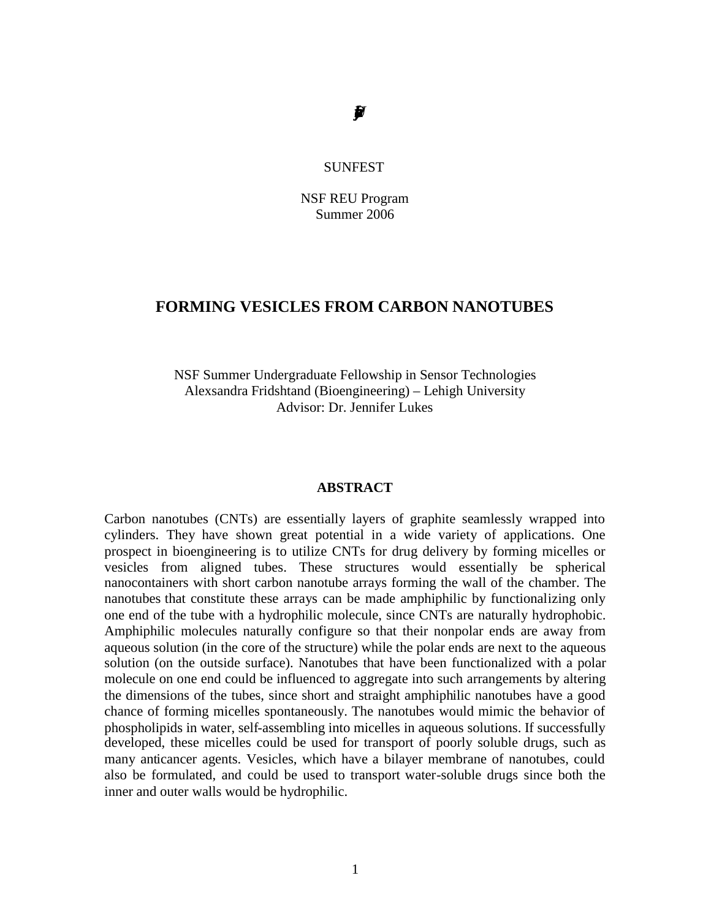SUNFEST

NSF REU Program
Summer 2006

# FORMING VESICLES FROM CARBON NANOTUBES

NSF Summer Undergraduate Fellowship in Sensor Technologies
Alexsandra Fridshtand (Bioengineering) – Lehigh University
Advisor: Dr. Jennifer Lukes

## ABSTRACT

Carbon nanotubes (CNTs) are essentially layers of graphite seamlessly wrapped into cylinders. They have shown great potential in a wide variety of applications. One prospect in bioengineering is to utilize CNTs for drug delivery by forming micelles or vesicles from aligned tubes. These structures would essentially be spherical nanocontainers with short carbon nanotube arrays forming the wall of the chamber. The nanotubes that constitute these arrays can be made amphiphilic by functionalizing only one end of the tube with a hydrophilic molecule, since CNTs are naturally hydrophobic. Amphiphilic molecules naturally configure so that their nonpolar ends are away from aqueous solution (in the core of the structure) while the polar ends are next to the aqueous solution (on the outside surface). Nanotubes that have been functionalized with a polar molecule on one end could be influenced to aggregate into such arrangements by altering the dimensions of the tubes, since short and straight amphiphilic nanotubes have a good chance of forming micelles spontaneously. The nanotubes would mimic the behavior of phospholipids in water, self-assembling into micelles in aqueous solutions. If successfully developed, these micelles could be used for transport of poorly soluble drugs, such as many anticancer agents. Vesicles, which have a bilayer membrane of nanotubes, could also be formulated, and could be used to transport water-soluble drugs since both the inner and outer walls would be hydrophilic.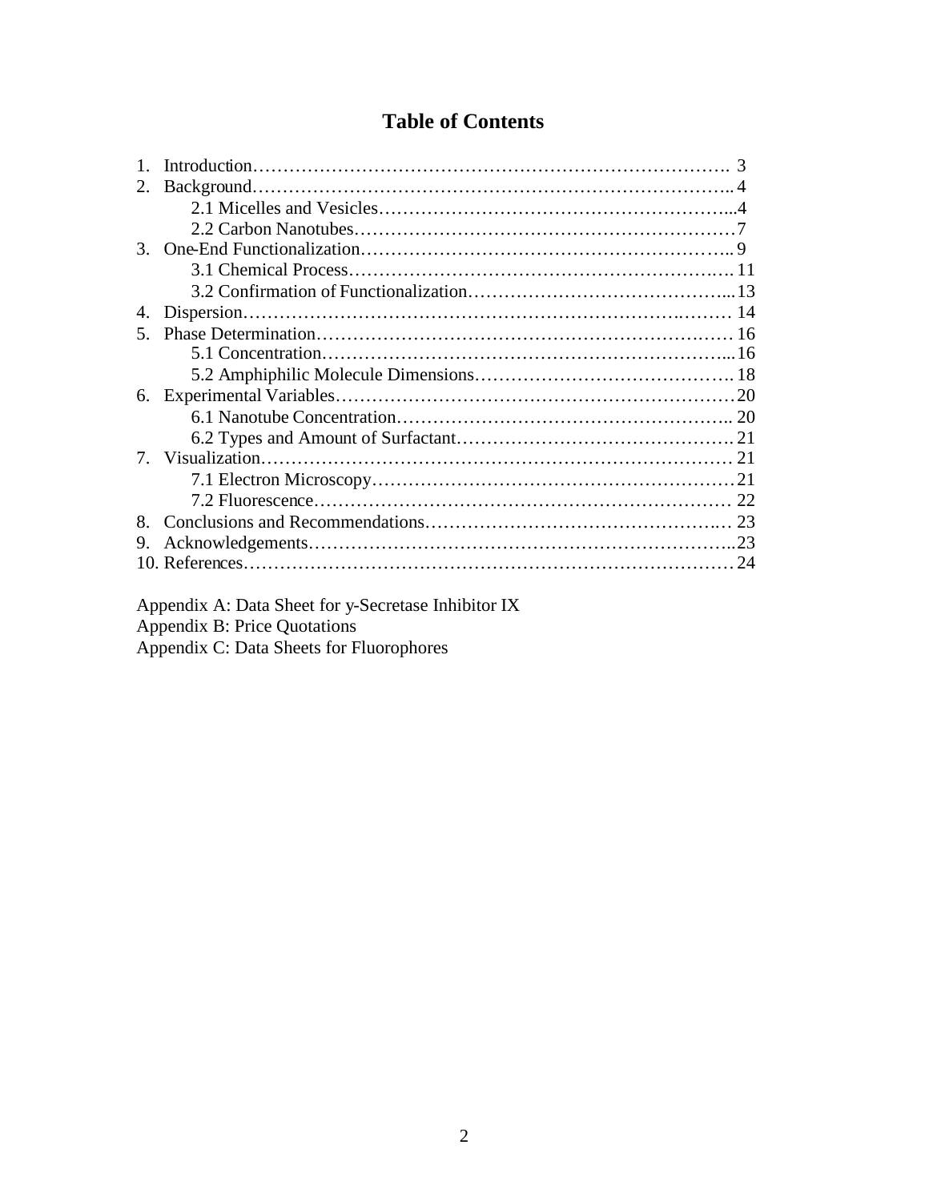# Table of Contents

1. Introduction……………………………………………………………………. 3
2. Background…………………………………………………………………….. 4
    - 2.1 Micelles and Vesicles…………………………………………………...4
    - 2.2 Carbon Nanotubes………………………………………………………7
3. One-End Functionalization…………………………………………………….. 9
    - 3.1 Chemical Process……………………………………………………… 11
    - 3.2 Confirmation of Functionalization……………………………………...13
4. Dispersion………………………………………………………………………14
5. Phase Determination…………………………………………………………… 16
    - 5.1 Concentration…………………………………………………………...16
    - 5.2 Amphiphilic Molecule Dimensions……………………………………. 18
6. Experimental Variables…………………………………………………………20
    - 6.1 Nanotube Concentration……………………………………………….. 20
    - 6.2 Types and Amount of Surfactant………………………………………. 21
7. Visualization…………………………………………………………………… 21
    - 7.1 Electron Microscopy……………………………………………………21
    - 7.2 Fluorescence…………………………………………………………… 22
8. Conclusions and Recommendations…………………………………………… 23
9. Acknowledgements……………………………………………………………..23
10. References……………………………………………………………………… 24

Appendix A: Data Sheet for y-Secretase Inhibitor IX
Appendix B: Price Quotations
Appendix C: Data Sheets for Fluorophores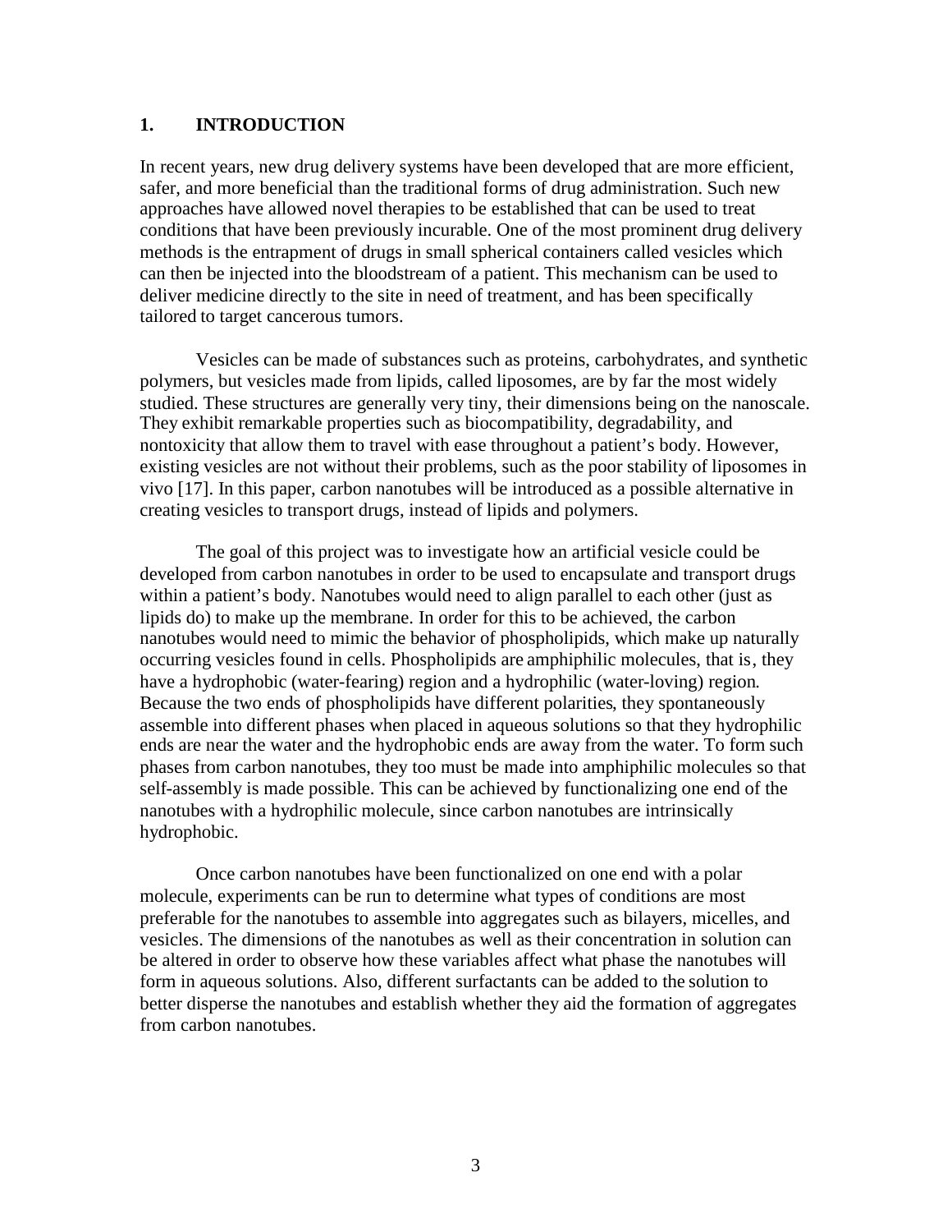## 1. INTRODUCTION

In recent years, new drug delivery systems have been developed that are more efficient, safer, and more beneficial than the traditional forms of drug administration. Such new approaches have allowed novel therapies to be established that can be used to treat conditions that have been previously incurable. One of the most prominent drug delivery methods is the entrapment of drugs in small spherical containers called vesicles which can then be injected into the bloodstream of a patient. This mechanism can be used to deliver medicine directly to the site in need of treatment, and has been specifically tailored to target cancerous tumors.

Vesicles can be made of substances such as proteins, carbohydrates, and synthetic polymers, but vesicles made from lipids, called liposomes, are by far the most widely studied. These structures are generally very tiny, their dimensions being on the nanoscale. They exhibit remarkable properties such as biocompatibility, degradability, and nontoxicity that allow them to travel with ease throughout a patient's body. However, existing vesicles are not without their problems, such as the poor stability of liposomes in vivo [17]. In this paper, carbon nanotubes will be introduced as a possible alternative in creating vesicles to transport drugs, instead of lipids and polymers.

The goal of this project was to investigate how an artificial vesicle could be developed from carbon nanotubes in order to be used to encapsulate and transport drugs within a patient's body. Nanotubes would need to align parallel to each other (just as lipids do) to make up the membrane. In order for this to be achieved, the carbon nanotubes would need to mimic the behavior of phospholipids, which make up naturally occurring vesicles found in cells. Phospholipids are amphiphilic molecules, that is, they have a hydrophobic (water-fearing) region and a hydrophilic (water-loving) region. Because the two ends of phospholipids have different polarities, they spontaneously assemble into different phases when placed in aqueous solutions so that they hydrophilic ends are near the water and the hydrophobic ends are away from the water. To form such phases from carbon nanotubes, they too must be made into amphiphilic molecules so that self-assembly is made possible. This can be achieved by functionalizing one end of the nanotubes with a hydrophilic molecule, since carbon nanotubes are intrinsically hydrophobic.

Once carbon nanotubes have been functionalized on one end with a polar molecule, experiments can be run to determine what types of conditions are most preferable for the nanotubes to assemble into aggregates such as bilayers, micelles, and vesicles. The dimensions of the nanotubes as well as their concentration in solution can be altered in order to observe how these variables affect what phase the nanotubes will form in aqueous solutions. Also, different surfactants can be added to the solution to better disperse the nanotubes and establish whether they aid the formation of aggregates from carbon nanotubes.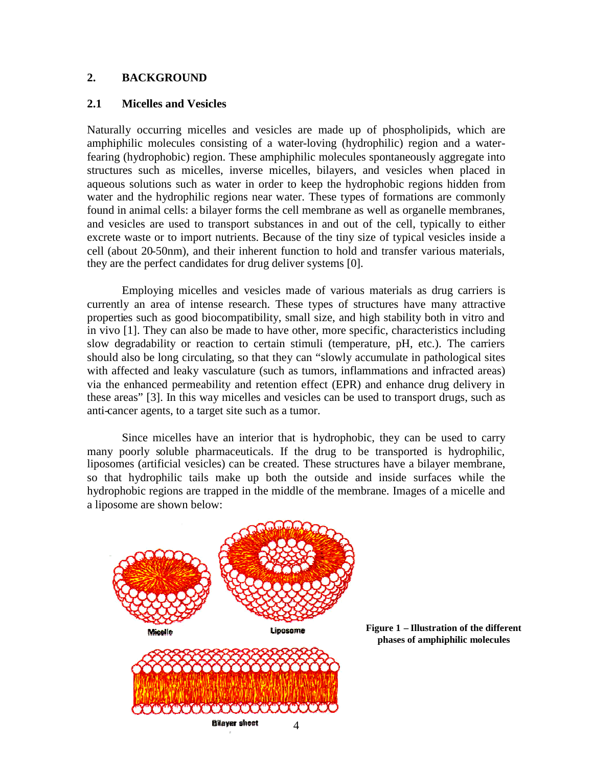## 2. BACKGROUND

### 2.1 Micelles and Vesicles

Naturally occurring micelles and vesicles are made up of phospholipids, which are amphiphilic molecules consisting of a water-loving (hydrophilic) region and a water-fearing (hydrophobic) region. These amphiphilic molecules spontaneously aggregate into structures such as micelles, inverse micelles, bilayers, and vesicles when placed in aqueous solutions such as water in order to keep the hydrophobic regions hidden from water and the hydrophilic regions near water. These types of formations are commonly found in animal cells: a bilayer forms the cell membrane as well as organelle membranes, and vesicles are used to transport substances in and out of the cell, typically to either excrete waste or to import nutrients. Because of the tiny size of typical vesicles inside a cell (about 20-50nm), and their inherent function to hold and transfer various materials, they are the perfect candidates for drug deliver systems [0].

Employing micelles and vesicles made of various materials as drug carriers is currently an area of intense research. These types of structures have many attractive properties such as good biocompatibility, small size, and high stability both in vitro and in vivo [1]. They can also be made to have other, more specific, characteristics including slow degradability or reaction to certain stimuli (temperature, pH, etc.). The carriers should also be long circulating, so that they can "slowly accumulate in pathological sites with affected and leaky vasculature (such as tumors, inflammations and infracted areas) via the enhanced permeability and retention effect (EPR) and enhance drug delivery in these areas" [3]. In this way micelles and vesicles can be used to transport drugs, such as anti-cancer agents, to a target site such as a tumor.

Since micelles have an interior that is hydrophobic, they can be used to carry many poorly soluble pharmaceuticals. If the drug to be transported is hydrophilic, liposomes (artificial vesicles) can be created. These structures have a bilayer membrane, so that hydrophilic tails make up both the outside and inside surfaces while the hydrophobic regions are trapped in the middle of the membrane. Images of a micelle and a liposome are shown below:

Micelle

Liposome

Bilayer sheet

**Figure 1 – Illustration of the different phases of amphiphilic molecules**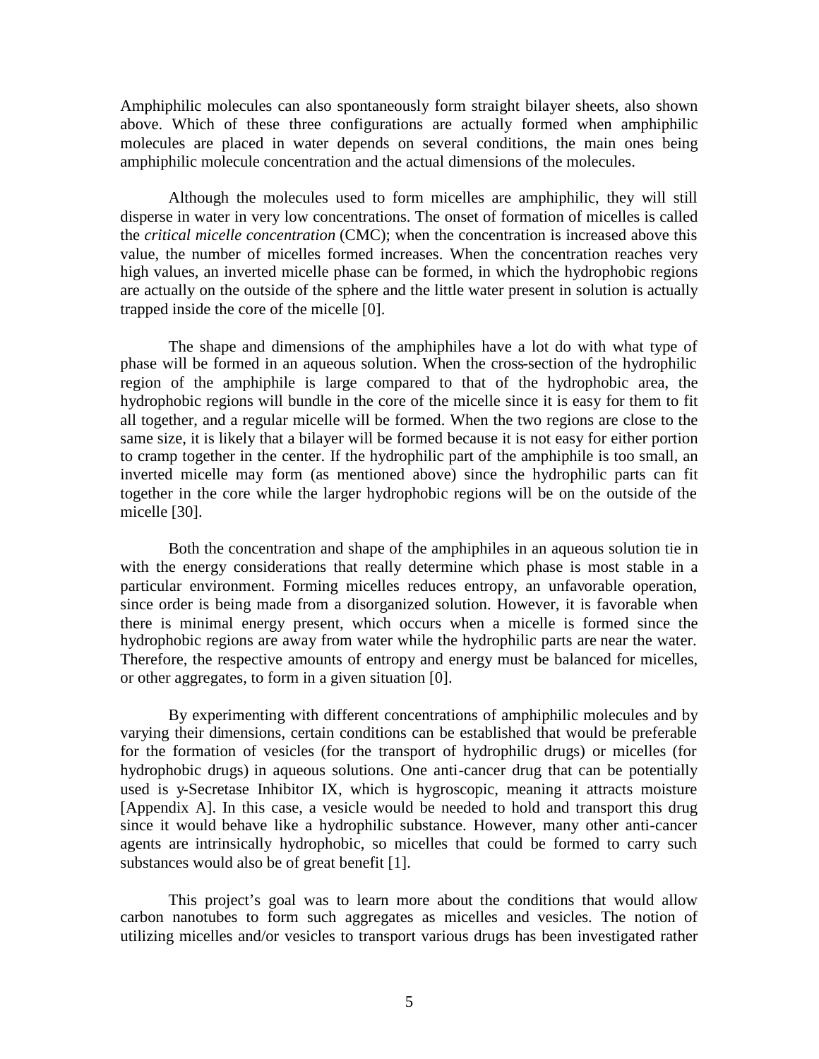Amphiphilic molecules can also spontaneously form straight bilayer sheets, also shown above. Which of these three configurations are actually formed when amphiphilic molecules are placed in water depends on several conditions, the main ones being amphiphilic molecule concentration and the actual dimensions of the molecules.

Although the molecules used to form micelles are amphiphilic, they will still disperse in water in very low concentrations. The onset of formation of micelles is called the *critical micelle concentration* (CMC); when the concentration is increased above this value, the number of micelles formed increases. When the concentration reaches very high values, an inverted micelle phase can be formed, in which the hydrophobic regions are actually on the outside of the sphere and the little water present in solution is actually trapped inside the core of the micelle [0].

The shape and dimensions of the amphiphiles have a lot do with what type of phase will be formed in an aqueous solution. When the cross-section of the hydrophilic region of the amphiphile is large compared to that of the hydrophobic area, the hydrophobic regions will bundle in the core of the micelle since it is easy for them to fit all together, and a regular micelle will be formed. When the two regions are close to the same size, it is likely that a bilayer will be formed because it is not easy for either portion to cramp together in the center. If the hydrophilic part of the amphiphile is too small, an inverted micelle may form (as mentioned above) since the hydrophilic parts can fit together in the core while the larger hydrophobic regions will be on the outside of the micelle [30].

Both the concentration and shape of the amphiphiles in an aqueous solution tie in with the energy considerations that really determine which phase is most stable in a particular environment. Forming micelles reduces entropy, an unfavorable operation, since order is being made from a disorganized solution. However, it is favorable when there is minimal energy present, which occurs when a micelle is formed since the hydrophobic regions are away from water while the hydrophilic parts are near the water. Therefore, the respective amounts of entropy and energy must be balanced for micelles, or other aggregates, to form in a given situation [0].

By experimenting with different concentrations of amphiphilic molecules and by varying their dimensions, certain conditions can be established that would be preferable for the formation of vesicles (for the transport of hydrophilic drugs) or micelles (for hydrophobic drugs) in aqueous solutions. One anti-cancer drug that can be potentially used is y-Secretase Inhibitor IX, which is hygroscopic, meaning it attracts moisture [Appendix A]. In this case, a vesicle would be needed to hold and transport this drug since it would behave like a hydrophilic substance. However, many other anti-cancer agents are intrinsically hydrophobic, so micelles that could be formed to carry such substances would also be of great benefit [1].

This project's goal was to learn more about the conditions that would allow carbon nanotubes to form such aggregates as micelles and vesicles. The notion of utilizing micelles and/or vesicles to transport various drugs has been investigated rather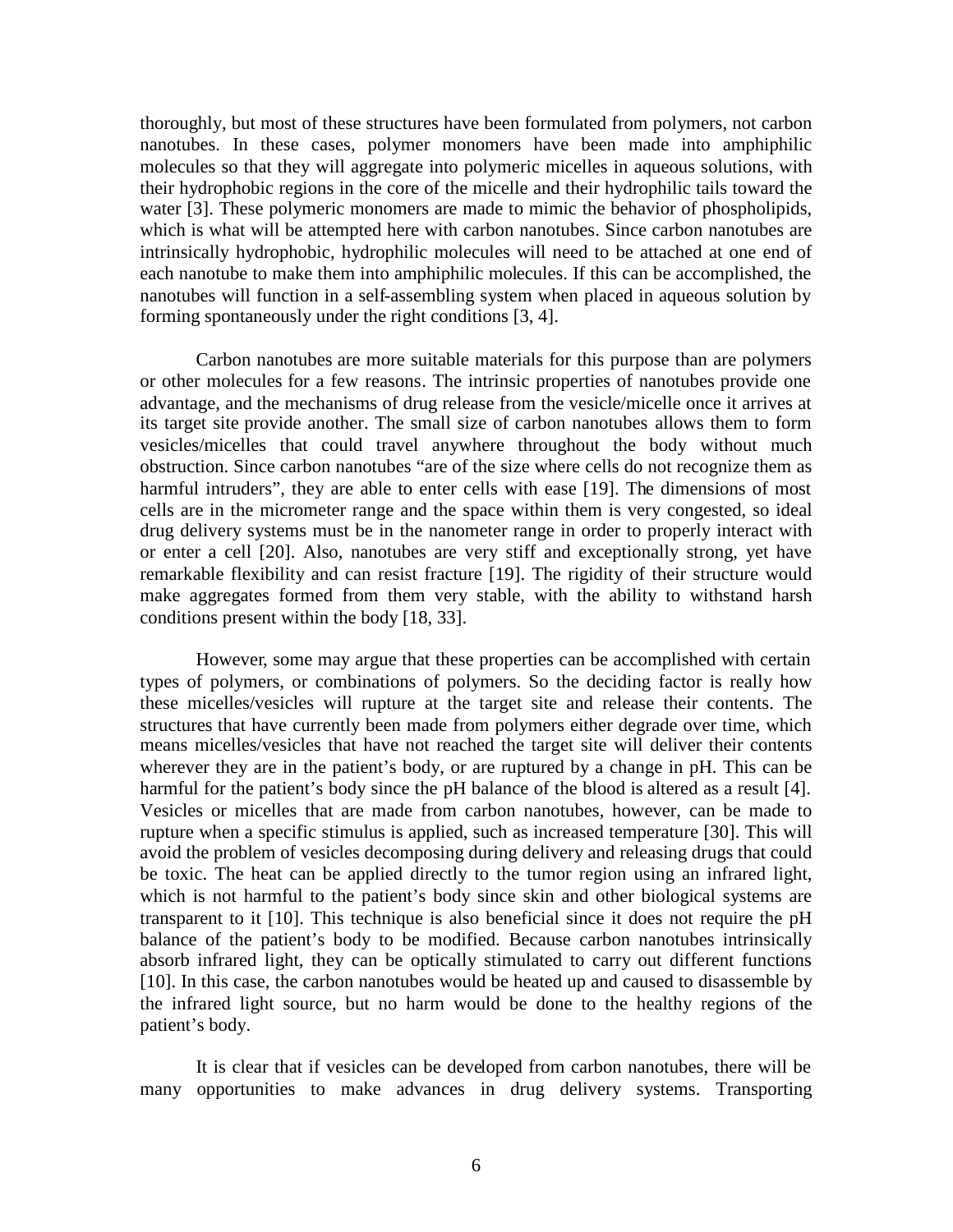thoroughly, but most of these structures have been formulated from polymers, not carbon nanotubes. In these cases, polymer monomers have been made into amphiphilic molecules so that they will aggregate into polymeric micelles in aqueous solutions, with their hydrophobic regions in the core of the micelle and their hydrophilic tails toward the water [3]. These polymeric monomers are made to mimic the behavior of phospholipids, which is what will be attempted here with carbon nanotubes. Since carbon nanotubes are intrinsically hydrophobic, hydrophilic molecules will need to be attached at one end of each nanotube to make them into amphiphilic molecules. If this can be accomplished, the nanotubes will function in a self-assembling system when placed in aqueous solution by forming spontaneously under the right conditions [3, 4].

Carbon nanotubes are more suitable materials for this purpose than are polymers or other molecules for a few reasons. The intrinsic properties of nanotubes provide one advantage, and the mechanisms of drug release from the vesicle/micelle once it arrives at its target site provide another. The small size of carbon nanotubes allows them to form vesicles/micelles that could travel anywhere throughout the body without much obstruction. Since carbon nanotubes "are of the size where cells do not recognize them as harmful intruders", they are able to enter cells with ease [19]. The dimensions of most cells are in the micrometer range and the space within them is very congested, so ideal drug delivery systems must be in the nanometer range in order to properly interact with or enter a cell [20]. Also, nanotubes are very stiff and exceptionally strong, yet have remarkable flexibility and can resist fracture [19]. The rigidity of their structure would make aggregates formed from them very stable, with the ability to withstand harsh conditions present within the body [18, 33].

However, some may argue that these properties can be accomplished with certain types of polymers, or combinations of polymers. So the deciding factor is really how these micelles/vesicles will rupture at the target site and release their contents. The structures that have currently been made from polymers either degrade over time, which means micelles/vesicles that have not reached the target site will deliver their contents wherever they are in the patient's body, or are ruptured by a change in pH. This can be harmful for the patient's body since the pH balance of the blood is altered as a result [4]. Vesicles or micelles that are made from carbon nanotubes, however, can be made to rupture when a specific stimulus is applied, such as increased temperature [30]. This will avoid the problem of vesicles decomposing during delivery and releasing drugs that could be toxic. The heat can be applied directly to the tumor region using an infrared light, which is not harmful to the patient's body since skin and other biological systems are transparent to it [10]. This technique is also beneficial since it does not require the pH balance of the patient's body to be modified. Because carbon nanotubes intrinsically absorb infrared light, they can be optically stimulated to carry out different functions [10]. In this case, the carbon nanotubes would be heated up and caused to disassemble by the infrared light source, but no harm would be done to the healthy regions of the patient's body.

It is clear that if vesicles can be developed from carbon nanotubes, there will be many opportunities to make advances in drug delivery systems. Transporting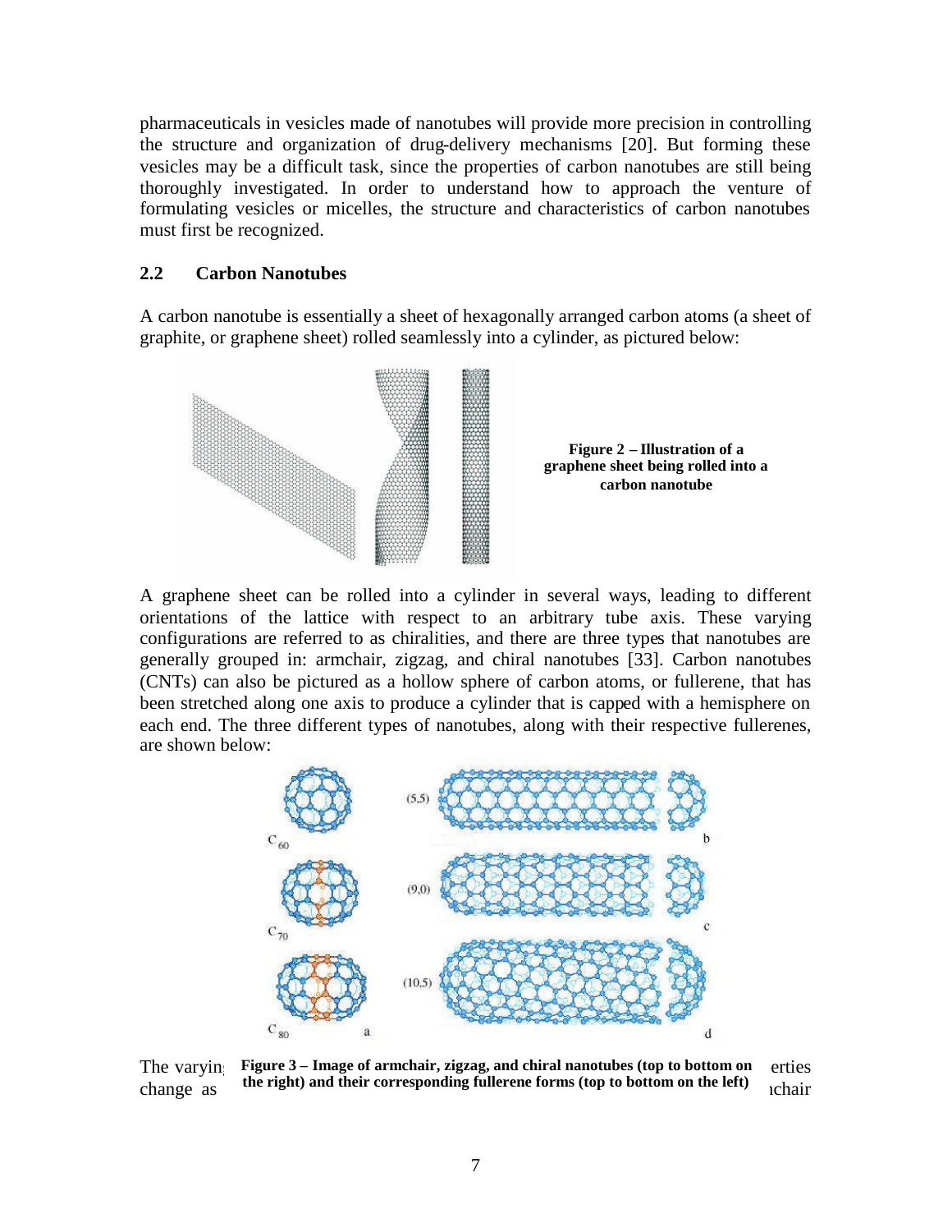pharmaceuticals in vesicles made of nanotubes will provide more precision in controlling the structure and organization of drug-delivery mechanisms [20]. But forming these vesicles may be a difficult task, since the properties of carbon nanotubes are still being thoroughly investigated. In order to understand how to approach the venture of formulating vesicles or micelles, the structure and characteristics of carbon nanotubes must first be recognized.

## 2.2 Carbon Nanotubes

A carbon nanotube is essentially a sheet of hexagonally arranged carbon atoms (a sheet of graphite, or graphene sheet) rolled seamlessly into a cylinder, as pictured below:

**Figure 2 – Illustration of a graphene sheet being rolled into a carbon nanotube**

A graphene sheet can be rolled into a cylinder in several ways, leading to different orientations of the lattice with respect to an arbitrary tube axis. These varying configurations are referred to as chiralities, and there are three types that nanotubes are generally grouped in: armchair, zigzag, and chiral nanotubes [33]. Carbon nanotubes (CNTs) can also be pictured as a hollow sphere of carbon atoms, or fullerene, that has been stretched along one axis to produce a cylinder that is capped with a hemisphere on each end. The three different types of nanotubes, along with their respective fullerenes, are shown below:

**Figure 3 – Image of armchair, zigzag, and chiral nanotubes (top to bottom on the right) and their corresponding fullerene forms (top to bottom on the left)**

The varyin[g] ... erties change as ... [arm]chair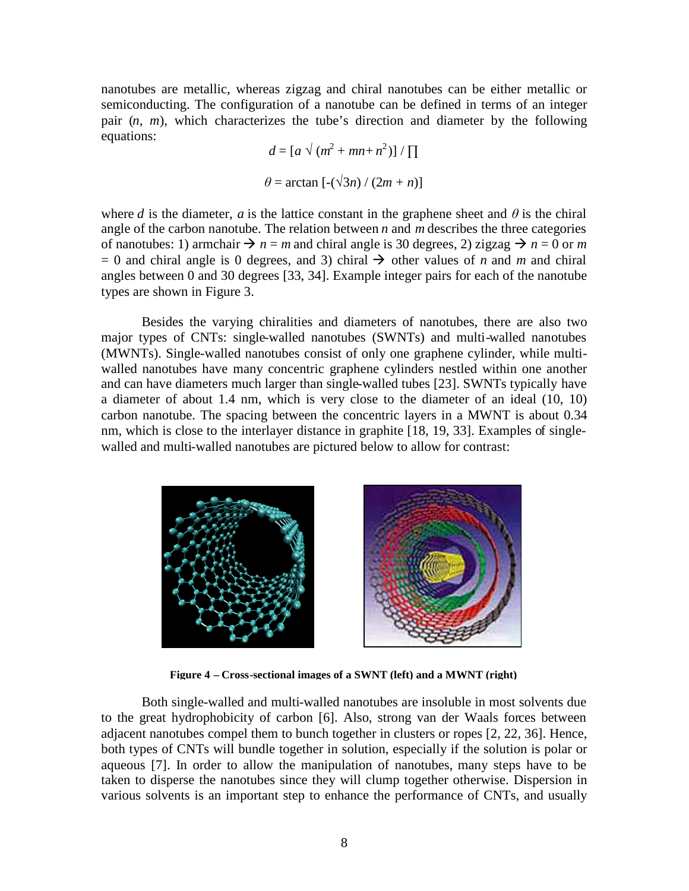nanotubes are metallic, whereas zigzag and chiral nanotubes can be either metallic or semiconducting. The configuration of a nanotube can be defined in terms of an integer pair ($n$, $m$), which characterizes the tube's direction and diameter by the following equations:

$$d = [a \sqrt{(m^2 + mn + n^2)}] / \prod$$

$$\theta = \arctan [-(\sqrt{3}n) / (2m + n)]$$

where $d$ is the diameter, $a$ is the lattice constant in the graphene sheet and $\theta$ is the chiral angle of the carbon nanotube. The relation between $n$ and $m$ describes the three categories of nanotubes: 1) armchair → $n = m$ and chiral angle is 30 degrees, 2) zigzag → $n = 0$ or $m = 0$ and chiral angle is 0 degrees, and 3) chiral → other values of $n$ and $m$ and chiral angles between 0 and 30 degrees [33, 34]. Example integer pairs for each of the nanotube types are shown in Figure 3.

Besides the varying chiralities and diameters of nanotubes, there are also two major types of CNTs: single-walled nanotubes (SWNTs) and multi-walled nanotubes (MWNTs). Single-walled nanotubes consist of only one graphene cylinder, while multi-walled nanotubes have many concentric graphene cylinders nestled within one another and can have diameters much larger than single-walled tubes [23]. SWNTs typically have a diameter of about 1.4 nm, which is very close to the diameter of an ideal (10, 10) carbon nanotube. The spacing between the concentric layers in a MWNT is about 0.34 nm, which is close to the interlayer distance in graphite [18, 19, 33]. Examples of single-walled and multi-walled nanotubes are pictured below to allow for contrast:

**Figure 4 – Cross-sectional images of a SWNT (left) and a MWNT (right)**

Both single-walled and multi-walled nanotubes are insoluble in most solvents due to the great hydrophobicity of carbon [6]. Also, strong van der Waals forces between adjacent nanotubes compel them to bunch together in clusters or ropes [2, 22, 36]. Hence, both types of CNTs will bundle together in solution, especially if the solution is polar or aqueous [7]. In order to allow the manipulation of nanotubes, many steps have to be taken to disperse the nanotubes since they will clump together otherwise. Dispersion in various solvents is an important step to enhance the performance of CNTs, and usually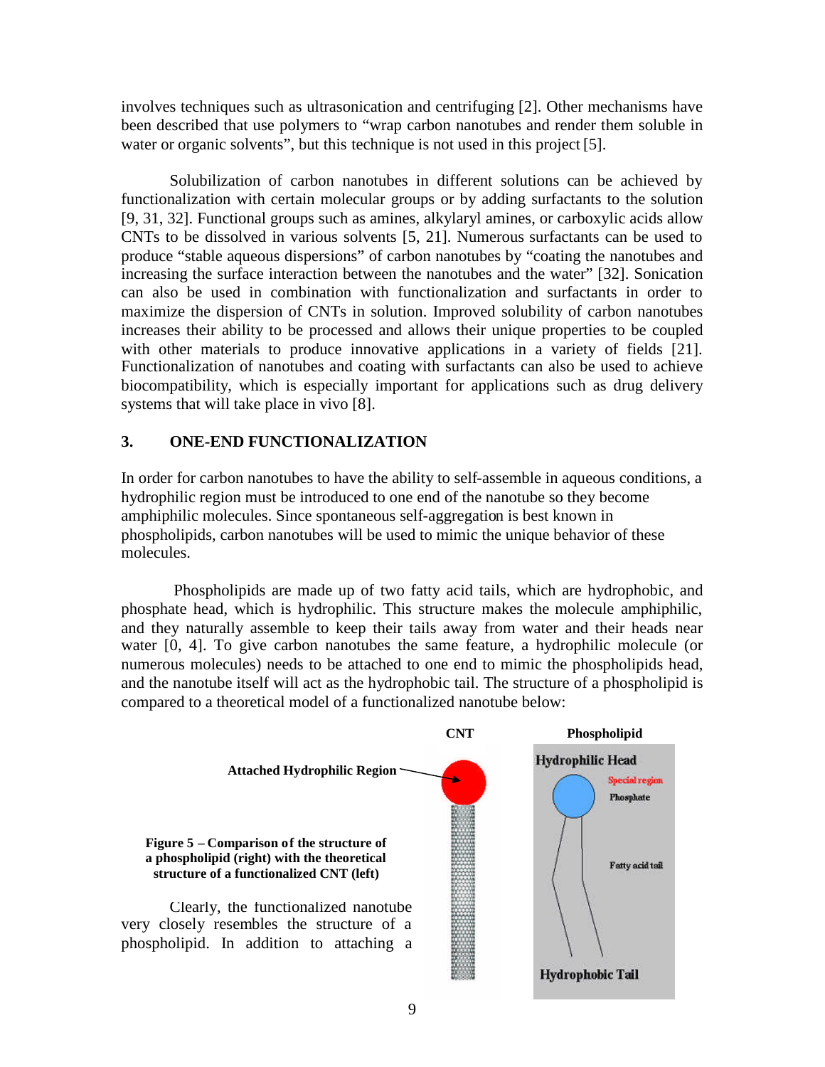involves techniques such as ultrasonication and centrifuging [2]. Other mechanisms have been described that use polymers to "wrap carbon nanotubes and render them soluble in water or organic solvents", but this technique is not used in this project [5].

Solubilization of carbon nanotubes in different solutions can be achieved by functionalization with certain molecular groups or by adding surfactants to the solution [9, 31, 32]. Functional groups such as amines, alkylaryl amines, or carboxylic acids allow CNTs to be dissolved in various solvents [5, 21]. Numerous surfactants can be used to produce "stable aqueous dispersions" of carbon nanotubes by "coating the nanotubes and increasing the surface interaction between the nanotubes and the water" [32]. Sonication can also be used in combination with functionalization and surfactants in order to maximize the dispersion of CNTs in solution. Improved solubility of carbon nanotubes increases their ability to be processed and allows their unique properties to be coupled with other materials to produce innovative applications in a variety of fields [21]. Functionalization of nanotubes and coating with surfactants can also be used to achieve biocompatibility, which is especially important for applications such as drug delivery systems that will take place in vivo [8].

## 3. ONE-END FUNCTIONALIZATION

In order for carbon nanotubes to have the ability to self-assemble in aqueous conditions, a hydrophilic region must be introduced to one end of the nanotube so they become amphiphilic molecules. Since spontaneous self-aggregation is best known in phospholipids, carbon nanotubes will be used to mimic the unique behavior of these molecules.

Phospholipids are made up of two fatty acid tails, which are hydrophobic, and phosphate head, which is hydrophilic. This structure makes the molecule amphiphilic, and they naturally assemble to keep their tails away from water and their heads near water [0, 4]. To give carbon nanotubes the same feature, a hydrophilic molecule (or numerous molecules) needs to be attached to one end to mimic the phospholipids head, and the nanotube itself will act as the hydrophobic tail. The structure of a phospholipid is compared to a theoretical model of a functionalized nanotube below:

CNT | Phospholipid

Attached Hydrophilic Region

Hydrophilic Head — Special region — Phosphate — Fatty acid tail — Hydrophobic Tail

**Figure 5 – Comparison of the structure of a phospholipid (right) with the theoretical structure of a functionalized CNT (left)**

Clearly, the functionalized nanotube very closely resembles the structure of a phospholipid. In addition to attaching a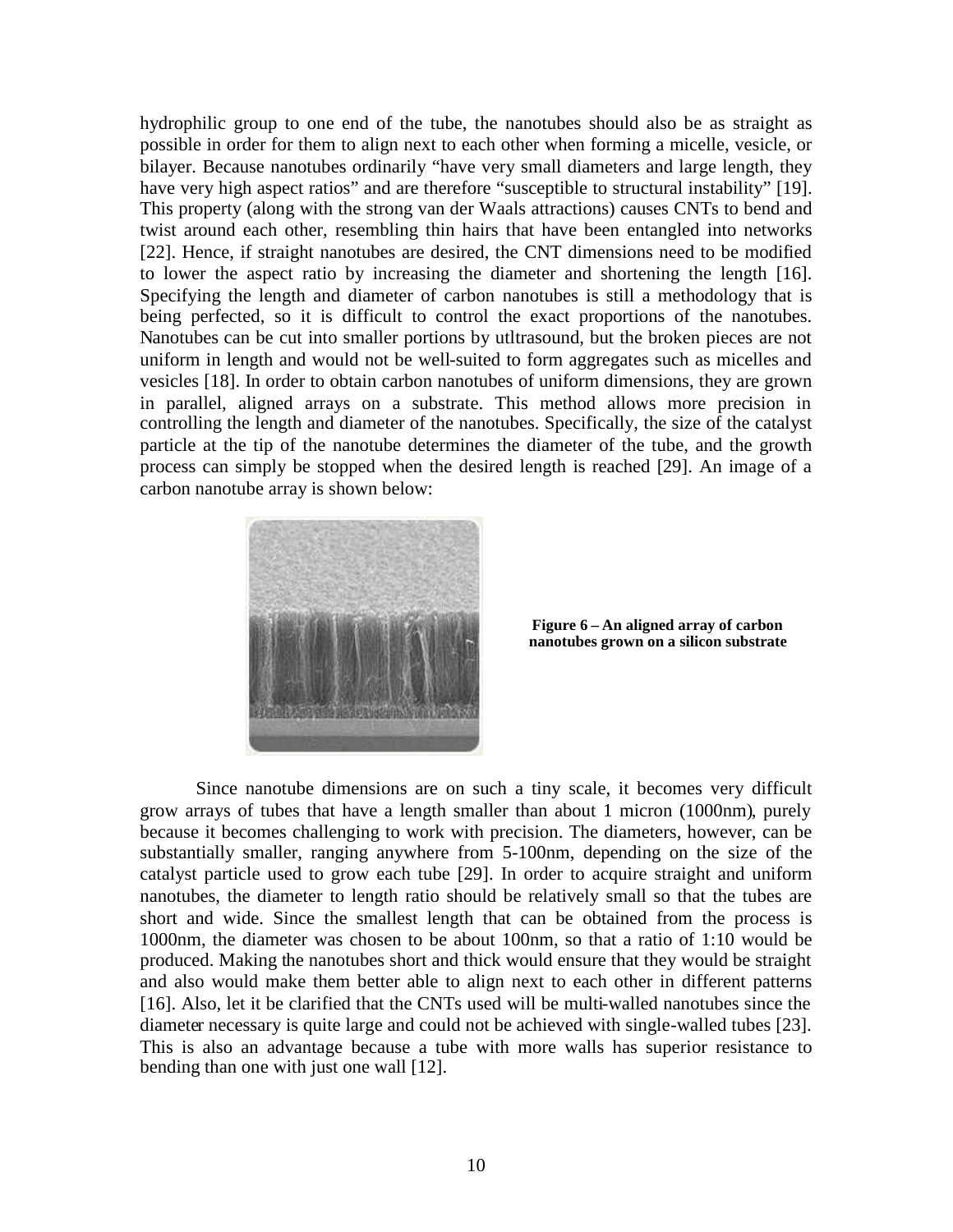hydrophilic group to one end of the tube, the nanotubes should also be as straight as possible in order for them to align next to each other when forming a micelle, vesicle, or bilayer. Because nanotubes ordinarily "have very small diameters and large length, they have very high aspect ratios" and are therefore "susceptible to structural instability" [19]. This property (along with the strong van der Waals attractions) causes CNTs to bend and twist around each other, resembling thin hairs that have been entangled into networks [22]. Hence, if straight nanotubes are desired, the CNT dimensions need to be modified to lower the aspect ratio by increasing the diameter and shortening the length [16]. Specifying the length and diameter of carbon nanotubes is still a methodology that is being perfected, so it is difficult to control the exact proportions of the nanotubes. Nanotubes can be cut into smaller portions by utltrasound, but the broken pieces are not uniform in length and would not be well-suited to form aggregates such as micelles and vesicles [18]. In order to obtain carbon nanotubes of uniform dimensions, they are grown in parallel, aligned arrays on a substrate. This method allows more precision in controlling the length and diameter of the nanotubes. Specifically, the size of the catalyst particle at the tip of the nanotube determines the diameter of the tube, and the growth process can simply be stopped when the desired length is reached [29]. An image of a carbon nanotube array is shown below:

**Figure 6 – An aligned array of carbon nanotubes grown on a silicon substrate**

Since nanotube dimensions are on such a tiny scale, it becomes very difficult grow arrays of tubes that have a length smaller than about 1 micron (1000nm), purely because it becomes challenging to work with precision. The diameters, however, can be substantially smaller, ranging anywhere from 5-100nm, depending on the size of the catalyst particle used to grow each tube [29]. In order to acquire straight and uniform nanotubes, the diameter to length ratio should be relatively small so that the tubes are short and wide. Since the smallest length that can be obtained from the process is 1000nm, the diameter was chosen to be about 100nm, so that a ratio of 1:10 would be produced. Making the nanotubes short and thick would ensure that they would be straight and also would make them better able to align next to each other in different patterns [16]. Also, let it be clarified that the CNTs used will be multi-walled nanotubes since the diameter necessary is quite large and could not be achieved with single-walled tubes [23]. This is also an advantage because a tube with more walls has superior resistance to bending than one with just one wall [12].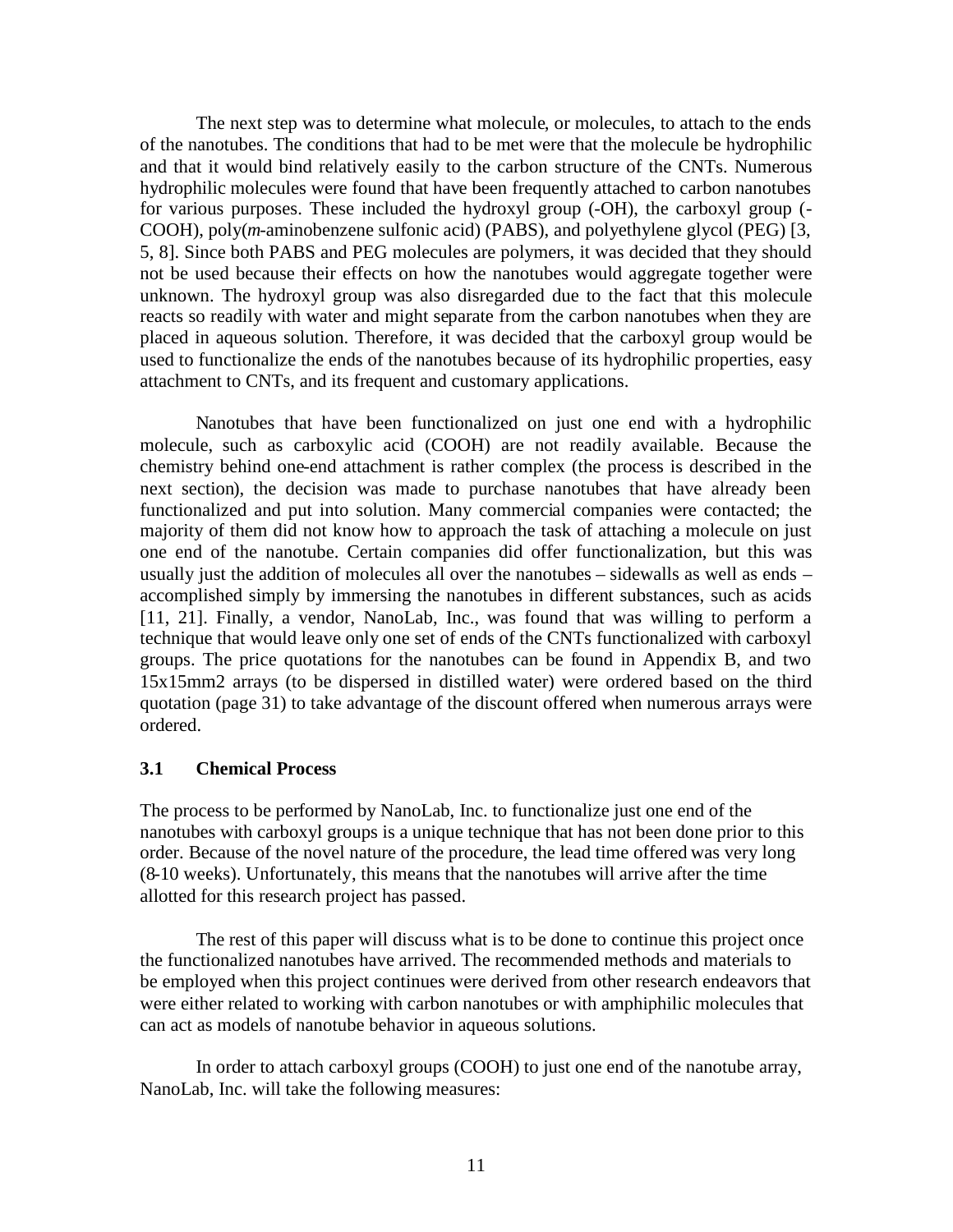The next step was to determine what molecule, or molecules, to attach to the ends of the nanotubes. The conditions that had to be met were that the molecule be hydrophilic and that it would bind relatively easily to the carbon structure of the CNTs. Numerous hydrophilic molecules were found that have been frequently attached to carbon nanotubes for various purposes. These included the hydroxyl group (-OH), the carboxyl group (-COOH), poly(*m*-aminobenzene sulfonic acid) (PABS), and polyethylene glycol (PEG) [3, 5, 8]. Since both PABS and PEG molecules are polymers, it was decided that they should not be used because their effects on how the nanotubes would aggregate together were unknown. The hydroxyl group was also disregarded due to the fact that this molecule reacts so readily with water and might separate from the carbon nanotubes when they are placed in aqueous solution. Therefore, it was decided that the carboxyl group would be used to functionalize the ends of the nanotubes because of its hydrophilic properties, easy attachment to CNTs, and its frequent and customary applications.

Nanotubes that have been functionalized on just one end with a hydrophilic molecule, such as carboxylic acid (COOH) are not readily available. Because the chemistry behind one-end attachment is rather complex (the process is described in the next section), the decision was made to purchase nanotubes that have already been functionalized and put into solution. Many commercial companies were contacted; the majority of them did not know how to approach the task of attaching a molecule on just one end of the nanotube. Certain companies did offer functionalization, but this was usually just the addition of molecules all over the nanotubes – sidewalls as well as ends – accomplished simply by immersing the nanotubes in different substances, such as acids [11, 21]. Finally, a vendor, NanoLab, Inc., was found that was willing to perform a technique that would leave only one set of ends of the CNTs functionalized with carboxyl groups. The price quotations for the nanotubes can be found in Appendix B, and two 15x15mm2 arrays (to be dispersed in distilled water) were ordered based on the third quotation (page 31) to take advantage of the discount offered when numerous arrays were ordered.

### 3.1 Chemical Process

The process to be performed by NanoLab, Inc. to functionalize just one end of the nanotubes with carboxyl groups is a unique technique that has not been done prior to this order. Because of the novel nature of the procedure, the lead time offered was very long (8-10 weeks). Unfortunately, this means that the nanotubes will arrive after the time allotted for this research project has passed.

The rest of this paper will discuss what is to be done to continue this project once the functionalized nanotubes have arrived. The recommended methods and materials to be employed when this project continues were derived from other research endeavors that were either related to working with carbon nanotubes or with amphiphilic molecules that can act as models of nanotube behavior in aqueous solutions.

In order to attach carboxyl groups (COOH) to just one end of the nanotube array, NanoLab, Inc. will take the following measures: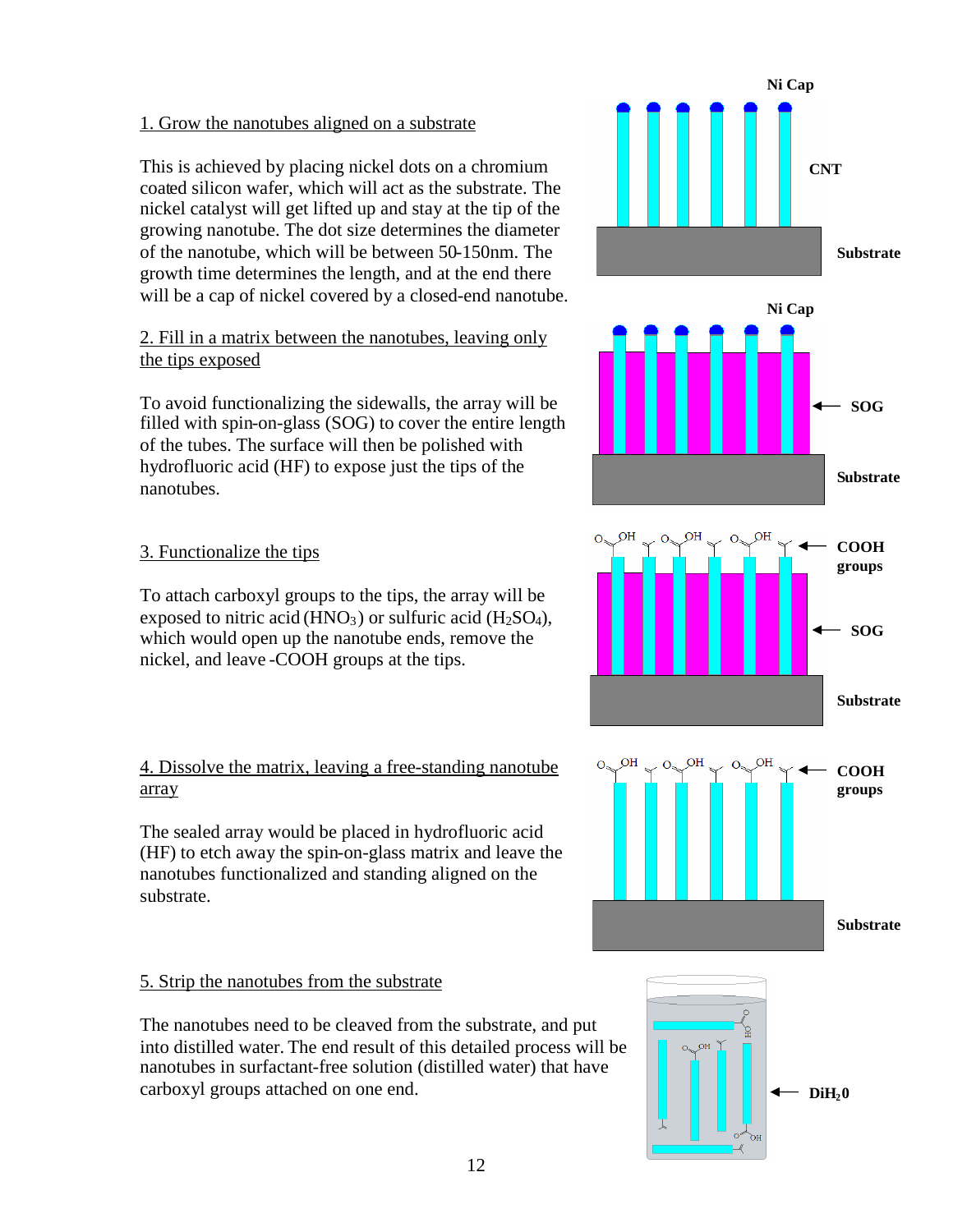1. Grow the nanotubes aligned on a substrate

This is achieved by placing nickel dots on a chromium coated silicon wafer, which will act as the substrate. The nickel catalyst will get lifted up and stay at the tip of the growing nanotube. The dot size determines the diameter of the nanotube, which will be between 50-150nm. The growth time determines the length, and at the end there will be a cap of nickel covered by a closed-end nanotube.

2. Fill in a matrix between the nanotubes, leaving only the tips exposed

To avoid functionalizing the sidewalls, the array will be filled with spin-on-glass (SOG) to cover the entire length of the tubes. The surface will then be polished with hydrofluoric acid (HF) to expose just the tips of the nanotubes.

3. Functionalize the tips

To attach carboxyl groups to the tips, the array will be exposed to nitric acid ($HNO_3$) or sulfuric acid ($H_2SO_4$), which would open up the nanotube ends, remove the nickel, and leave -COOH groups at the tips.

4. Dissolve the matrix, leaving a free-standing nanotube array

The sealed array would be placed in hydrofluoric acid (HF) to etch away the spin-on-glass matrix and leave the nanotubes functionalized and standing aligned on the substrate.

5. Strip the nanotubes from the substrate

The nanotubes need to be cleaved from the substrate, and put into distilled water. The end result of this detailed process will be nanotubes in surfactant-free solution (distilled water) that have carboxyl groups attached on one end.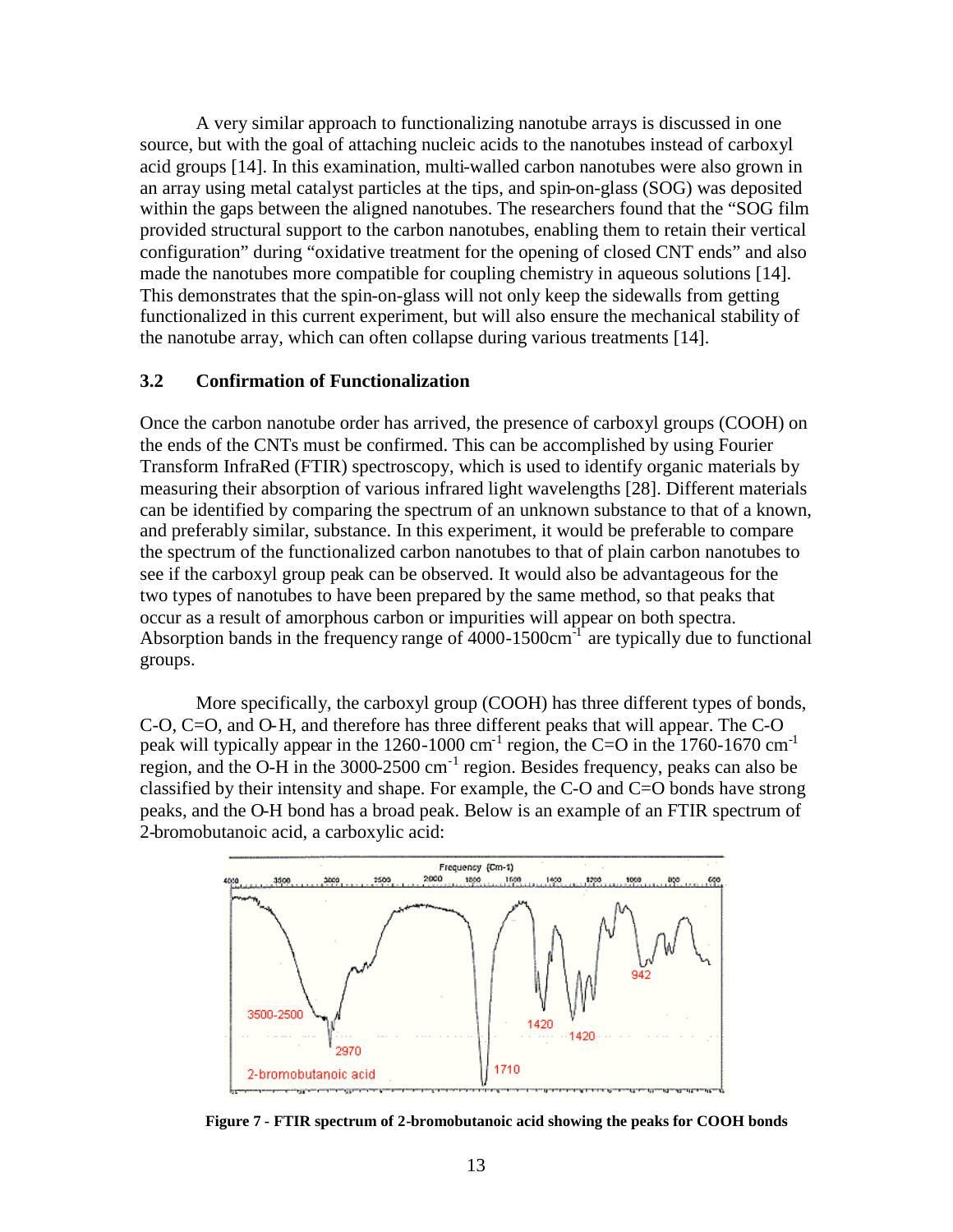A very similar approach to functionalizing nanotube arrays is discussed in one source, but with the goal of attaching nucleic acids to the nanotubes instead of carboxyl acid groups [14]. In this examination, multi-walled carbon nanotubes were also grown in an array using metal catalyst particles at the tips, and spin-on-glass (SOG) was deposited within the gaps between the aligned nanotubes. The researchers found that the "SOG film provided structural support to the carbon nanotubes, enabling them to retain their vertical configuration" during "oxidative treatment for the opening of closed CNT ends" and also made the nanotubes more compatible for coupling chemistry in aqueous solutions [14]. This demonstrates that the spin-on-glass will not only keep the sidewalls from getting functionalized in this current experiment, but will also ensure the mechanical stability of the nanotube array, which can often collapse during various treatments [14].

### 3.2 Confirmation of Functionalization

Once the carbon nanotube order has arrived, the presence of carboxyl groups (COOH) on the ends of the CNTs must be confirmed. This can be accomplished by using Fourier Transform InfraRed (FTIR) spectroscopy, which is used to identify organic materials by measuring their absorption of various infrared light wavelengths [28]. Different materials can be identified by comparing the spectrum of an unknown substance to that of a known, and preferably similar, substance. In this experiment, it would be preferable to compare the spectrum of the functionalized carbon nanotubes to that of plain carbon nanotubes to see if the carboxyl group peak can be observed. It would also be advantageous for the two types of nanotubes to have been prepared by the same method, so that peaks that occur as a result of amorphous carbon or impurities will appear on both spectra. Absorption bands in the frequency range of 4000-1500cm$^{-1}$ are typically due to functional groups.

More specifically, the carboxyl group (COOH) has three different types of bonds, C-O, C=O, and O-H, and therefore has three different peaks that will appear. The C-O peak will typically appear in the 1260-1000 cm$^{-1}$ region, the C=O in the 1760-1670 cm$^{-1}$ region, and the O-H in the 3000-2500 cm$^{-1}$ region. Besides frequency, peaks can also be classified by their intensity and shape. For example, the C-O and C=O bonds have strong peaks, and the O-H bond has a broad peak. Below is an example of an FTIR spectrum of 2-bromobutanoic acid, a carboxylic acid:

**Figure 7 - FTIR spectrum of 2-bromobutanoic acid showing the peaks for COOH bonds**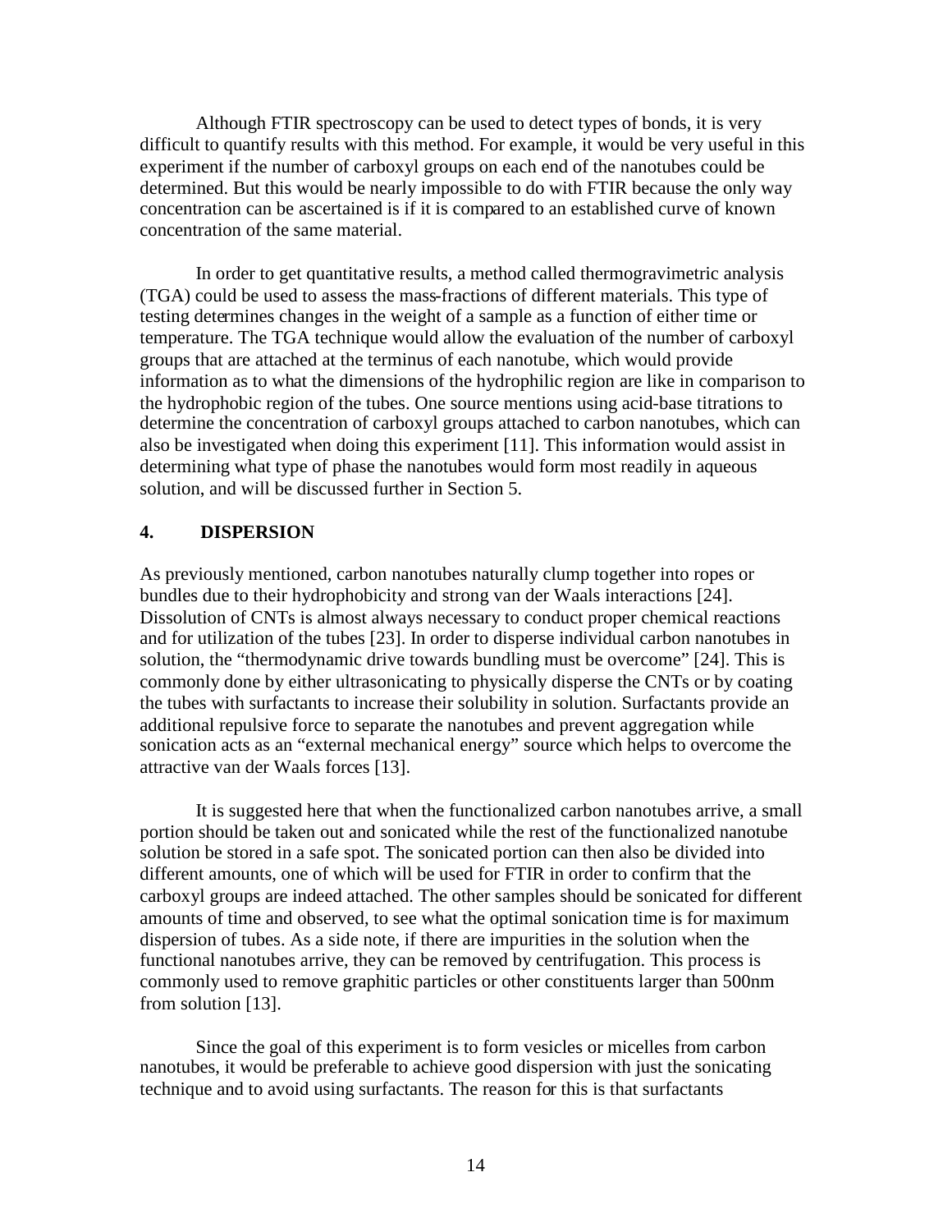Although FTIR spectroscopy can be used to detect types of bonds, it is very difficult to quantify results with this method. For example, it would be very useful in this experiment if the number of carboxyl groups on each end of the nanotubes could be determined. But this would be nearly impossible to do with FTIR because the only way concentration can be ascertained is if it is compared to an established curve of known concentration of the same material.

In order to get quantitative results, a method called thermogravimetric analysis (TGA) could be used to assess the mass-fractions of different materials. This type of testing determines changes in the weight of a sample as a function of either time or temperature. The TGA technique would allow the evaluation of the number of carboxyl groups that are attached at the terminus of each nanotube, which would provide information as to what the dimensions of the hydrophilic region are like in comparison to the hydrophobic region of the tubes. One source mentions using acid-base titrations to determine the concentration of carboxyl groups attached to carbon nanotubes, which can also be investigated when doing this experiment [11]. This information would assist in determining what type of phase the nanotubes would form most readily in aqueous solution, and will be discussed further in Section 5.

## 4. DISPERSION

As previously mentioned, carbon nanotubes naturally clump together into ropes or bundles due to their hydrophobicity and strong van der Waals interactions [24]. Dissolution of CNTs is almost always necessary to conduct proper chemical reactions and for utilization of the tubes [23]. In order to disperse individual carbon nanotubes in solution, the "thermodynamic drive towards bundling must be overcome" [24]. This is commonly done by either ultrasonicating to physically disperse the CNTs or by coating the tubes with surfactants to increase their solubility in solution. Surfactants provide an additional repulsive force to separate the nanotubes and prevent aggregation while sonication acts as an "external mechanical energy" source which helps to overcome the attractive van der Waals forces [13].

It is suggested here that when the functionalized carbon nanotubes arrive, a small portion should be taken out and sonicated while the rest of the functionalized nanotube solution be stored in a safe spot. The sonicated portion can then also be divided into different amounts, one of which will be used for FTIR in order to confirm that the carboxyl groups are indeed attached. The other samples should be sonicated for different amounts of time and observed, to see what the optimal sonication time is for maximum dispersion of tubes. As a side note, if there are impurities in the solution when the functional nanotubes arrive, they can be removed by centrifugation. This process is commonly used to remove graphitic particles or other constituents larger than 500nm from solution [13].

Since the goal of this experiment is to form vesicles or micelles from carbon nanotubes, it would be preferable to achieve good dispersion with just the sonicating technique and to avoid using surfactants. The reason for this is that surfactants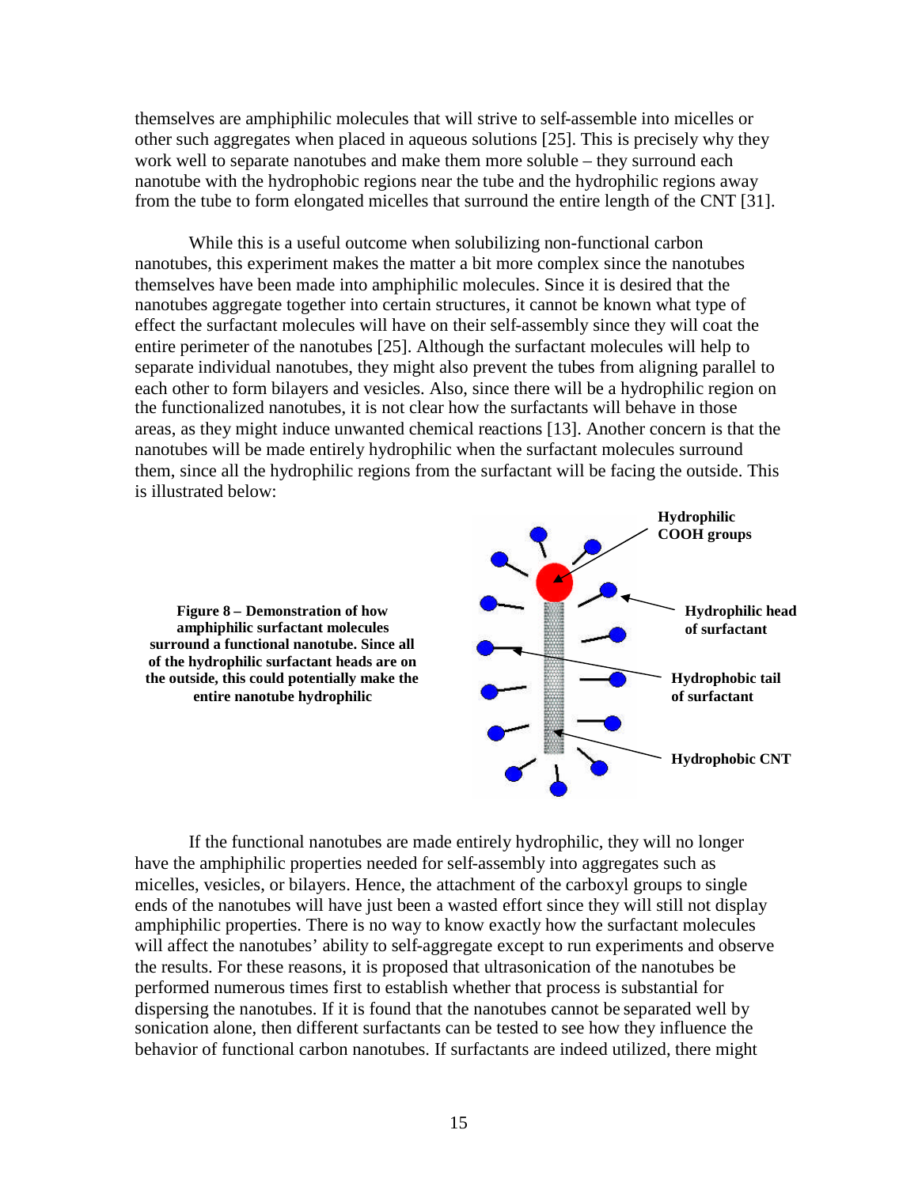themselves are amphiphilic molecules that will strive to self-assemble into micelles or other such aggregates when placed in aqueous solutions [25]. This is precisely why they work well to separate nanotubes and make them more soluble – they surround each nanotube with the hydrophobic regions near the tube and the hydrophilic regions away from the tube to form elongated micelles that surround the entire length of the CNT [31].

While this is a useful outcome when solubilizing non-functional carbon nanotubes, this experiment makes the matter a bit more complex since the nanotubes themselves have been made into amphiphilic molecules. Since it is desired that the nanotubes aggregate together into certain structures, it cannot be known what type of effect the surfactant molecules will have on their self-assembly since they will coat the entire perimeter of the nanotubes [25]. Although the surfactant molecules will help to separate individual nanotubes, they might also prevent the tubes from aligning parallel to each other to form bilayers and vesicles. Also, since there will be a hydrophilic region on the functionalized nanotubes, it is not clear how the surfactants will behave in those areas, as they might induce unwanted chemical reactions [13]. Another concern is that the nanotubes will be made entirely hydrophilic when the surfactant molecules surround them, since all the hydrophilic regions from the surfactant will be facing the outside. This is illustrated below:

**Figure 8 – Demonstration of how amphiphilic surfactant molecules surround a functional nanotube. Since all of the hydrophilic surfactant heads are on the outside, this could potentially make the entire nanotube hydrophilic**

If the functional nanotubes are made entirely hydrophilic, they will no longer have the amphiphilic properties needed for self-assembly into aggregates such as micelles, vesicles, or bilayers. Hence, the attachment of the carboxyl groups to single ends of the nanotubes will have just been a wasted effort since they will still not display amphiphilic properties. There is no way to know exactly how the surfactant molecules will affect the nanotubes' ability to self-aggregate except to run experiments and observe the results. For these reasons, it is proposed that ultrasonication of the nanotubes be performed numerous times first to establish whether that process is substantial for dispersing the nanotubes. If it is found that the nanotubes cannot be separated well by sonication alone, then different surfactants can be tested to see how they influence the behavior of functional carbon nanotubes. If surfactants are indeed utilized, there might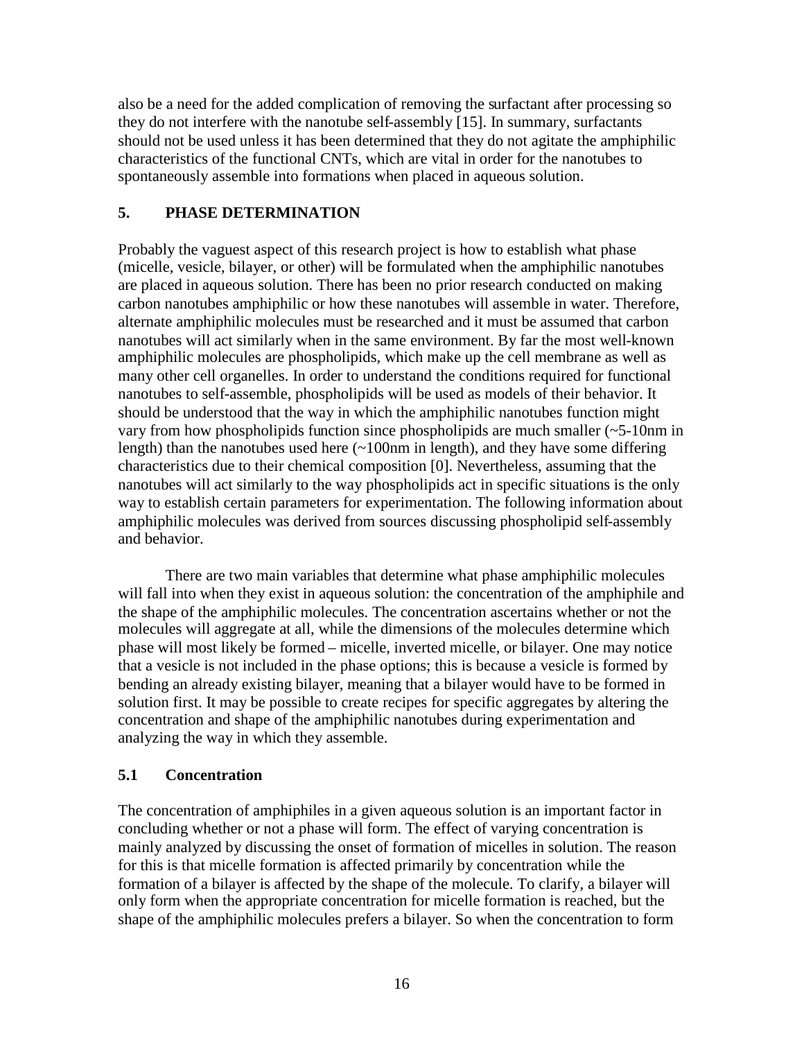also be a need for the added complication of removing the surfactant after processing so they do not interfere with the nanotube self-assembly [15]. In summary, surfactants should not be used unless it has been determined that they do not agitate the amphiphilic characteristics of the functional CNTs, which are vital in order for the nanotubes to spontaneously assemble into formations when placed in aqueous solution.

## 5. PHASE DETERMINATION

Probably the vaguest aspect of this research project is how to establish what phase (micelle, vesicle, bilayer, or other) will be formulated when the amphiphilic nanotubes are placed in aqueous solution. There has been no prior research conducted on making carbon nanotubes amphiphilic or how these nanotubes will assemble in water. Therefore, alternate amphiphilic molecules must be researched and it must be assumed that carbon nanotubes will act similarly when in the same environment. By far the most well-known amphiphilic molecules are phospholipids, which make up the cell membrane as well as many other cell organelles. In order to understand the conditions required for functional nanotubes to self-assemble, phospholipids will be used as models of their behavior. It should be understood that the way in which the amphiphilic nanotubes function might vary from how phospholipids function since phospholipids are much smaller (~5-10nm in length) than the nanotubes used here (~100nm in length), and they have some differing characteristics due to their chemical composition [0]. Nevertheless, assuming that the nanotubes will act similarly to the way phospholipids act in specific situations is the only way to establish certain parameters for experimentation. The following information about amphiphilic molecules was derived from sources discussing phospholipid self-assembly and behavior.

There are two main variables that determine what phase amphiphilic molecules will fall into when they exist in aqueous solution: the concentration of the amphiphile and the shape of the amphiphilic molecules. The concentration ascertains whether or not the molecules will aggregate at all, while the dimensions of the molecules determine which phase will most likely be formed – micelle, inverted micelle, or bilayer. One may notice that a vesicle is not included in the phase options; this is because a vesicle is formed by bending an already existing bilayer, meaning that a bilayer would have to be formed in solution first. It may be possible to create recipes for specific aggregates by altering the concentration and shape of the amphiphilic nanotubes during experimentation and analyzing the way in which they assemble.

### 5.1 Concentration

The concentration of amphiphiles in a given aqueous solution is an important factor in concluding whether or not a phase will form. The effect of varying concentration is mainly analyzed by discussing the onset of formation of micelles in solution. The reason for this is that micelle formation is affected primarily by concentration while the formation of a bilayer is affected by the shape of the molecule. To clarify, a bilayer will only form when the appropriate concentration for micelle formation is reached, but the shape of the amphiphilic molecules prefers a bilayer. So when the concentration to form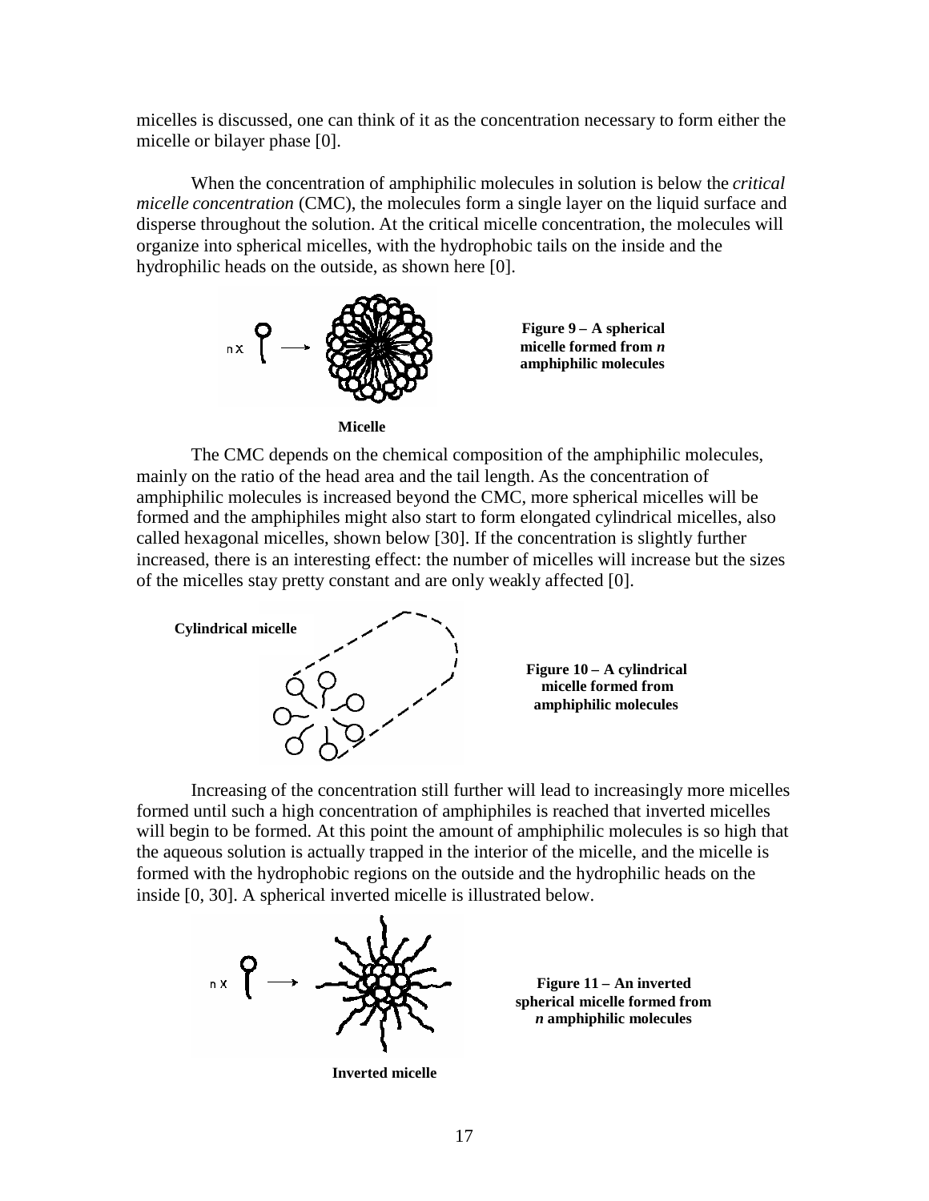micelles is discussed, one can think of it as the concentration necessary to form either the micelle or bilayer phase [0].

When the concentration of amphiphilic molecules in solution is below the *critical micelle concentration* (CMC), the molecules form a single layer on the liquid surface and disperse throughout the solution. At the critical micelle concentration, the molecules will organize into spherical micelles, with the hydrophobic tails on the inside and the hydrophilic heads on the outside, as shown here [0].

Micelle

**Figure 9 – A spherical micelle formed from *n* amphiphilic molecules**

The CMC depends on the chemical composition of the amphiphilic molecules, mainly on the ratio of the head area and the tail length. As the concentration of amphiphilic molecules is increased beyond the CMC, more spherical micelles will be formed and the amphiphiles might also start to form elongated cylindrical micelles, also called hexagonal micelles, shown below [30]. If the concentration is slightly further increased, there is an interesting effect: the number of micelles will increase but the sizes of the micelles stay pretty constant and are only weakly affected [0].

Cylindrical micelle

**Figure 10 – A cylindrical micelle formed from amphiphilic molecules**

Increasing of the concentration still further will lead to increasingly more micelles formed until such a high concentration of amphiphiles is reached that inverted micelles will begin to be formed. At this point the amount of amphiphilic molecules is so high that the aqueous solution is actually trapped in the interior of the micelle, and the micelle is formed with the hydrophobic regions on the outside and the hydrophilic heads on the inside [0, 30]. A spherical inverted micelle is illustrated below.

Inverted micelle

**Figure 11 – An inverted spherical micelle formed from *n* amphiphilic molecules**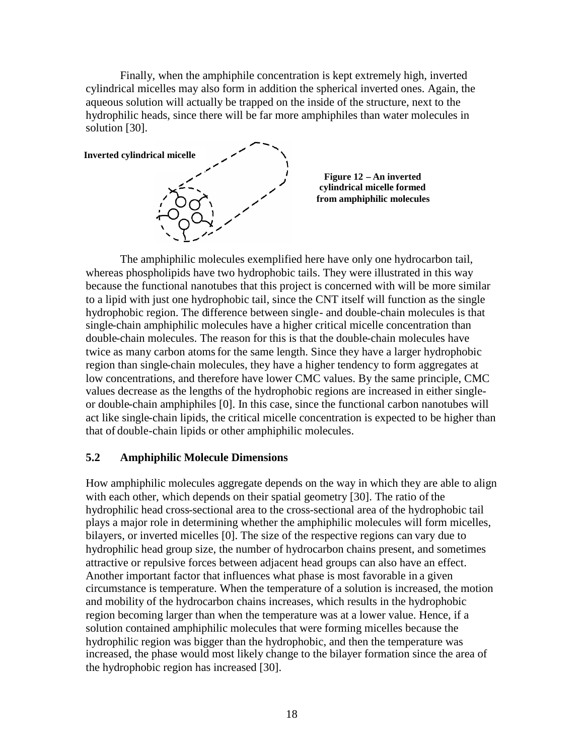Finally, when the amphiphile concentration is kept extremely high, inverted cylindrical micelles may also form in addition the spherical inverted ones. Again, the aqueous solution will actually be trapped on the inside of the structure, next to the hydrophilic heads, since there will be far more amphiphiles than water molecules in solution [30].

**Figure 12 – An inverted cylindrical micelle formed from amphiphilic molecules**

The amphiphilic molecules exemplified here have only one hydrocarbon tail, whereas phospholipids have two hydrophobic tails. They were illustrated in this way because the functional nanotubes that this project is concerned with will be more similar to a lipid with just one hydrophobic tail, since the CNT itself will function as the single hydrophobic region. The difference between single- and double-chain molecules is that single-chain amphiphilic molecules have a higher critical micelle concentration than double-chain molecules. The reason for this is that the double-chain molecules have twice as many carbon atoms for the same length. Since they have a larger hydrophobic region than single-chain molecules, they have a higher tendency to form aggregates at low concentrations, and therefore have lower CMC values. By the same principle, CMC values decrease as the lengths of the hydrophobic regions are increased in either single- or double-chain amphiphiles [0]. In this case, since the functional carbon nanotubes will act like single-chain lipids, the critical micelle concentration is expected to be higher than that of double-chain lipids or other amphiphilic molecules.

## 5.2 Amphiphilic Molecule Dimensions

How amphiphilic molecules aggregate depends on the way in which they are able to align with each other, which depends on their spatial geometry [30]. The ratio of the hydrophilic head cross-sectional area to the cross-sectional area of the hydrophobic tail plays a major role in determining whether the amphiphilic molecules will form micelles, bilayers, or inverted micelles [0]. The size of the respective regions can vary due to hydrophilic head group size, the number of hydrocarbon chains present, and sometimes attractive or repulsive forces between adjacent head groups can also have an effect. Another important factor that influences what phase is most favorable in a given circumstance is temperature. When the temperature of a solution is increased, the motion and mobility of the hydrocarbon chains increases, which results in the hydrophobic region becoming larger than when the temperature was at a lower value. Hence, if a solution contained amphiphilic molecules that were forming micelles because the hydrophilic region was bigger than the hydrophobic, and then the temperature was increased, the phase would most likely change to the bilayer formation since the area of the hydrophobic region has increased [30].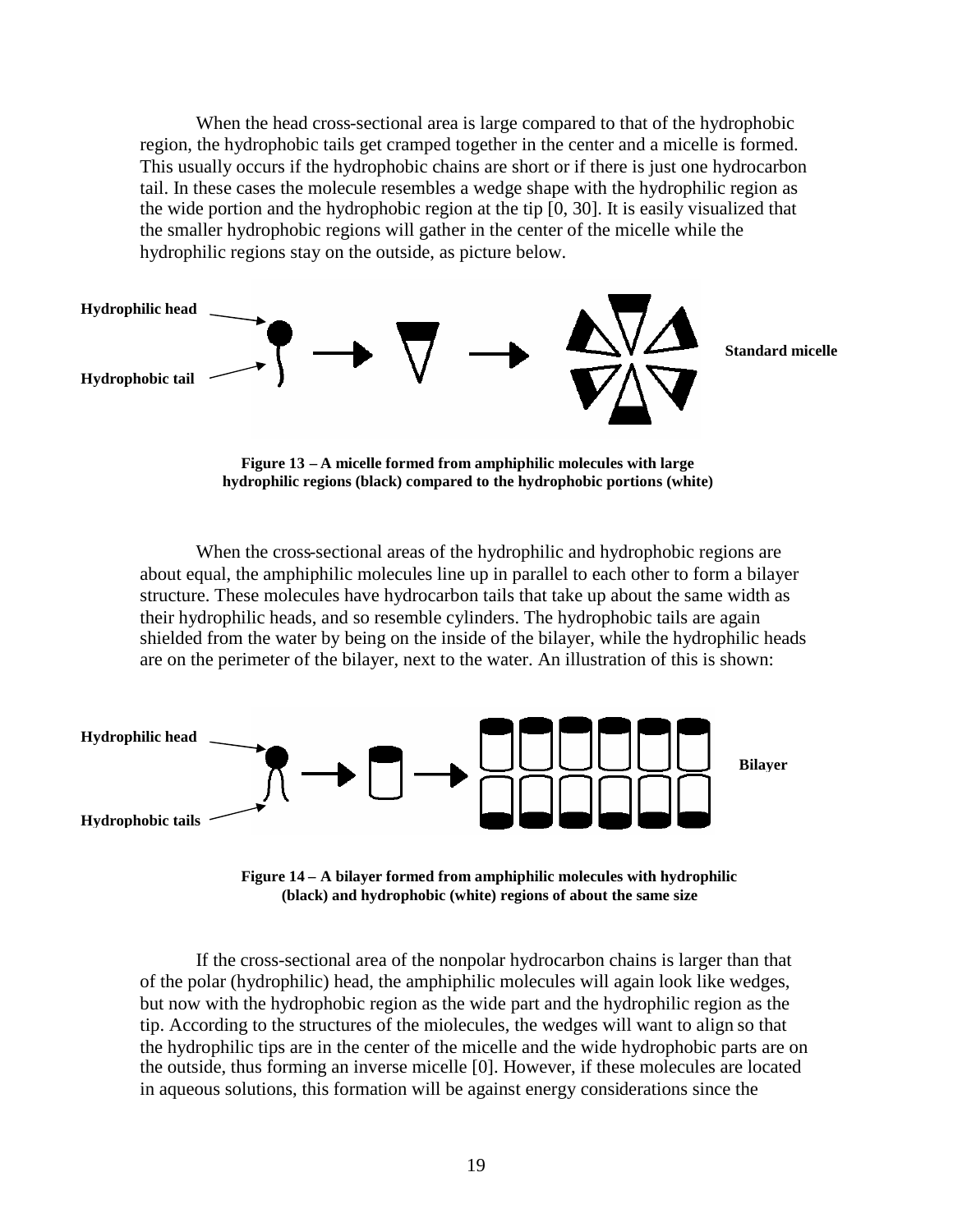When the head cross-sectional area is large compared to that of the hydrophobic region, the hydrophobic tails get cramped together in the center and a micelle is formed. This usually occurs if the hydrophobic chains are short or if there is just one hydrocarbon tail. In these cases the molecule resembles a wedge shape with the hydrophilic region as the wide portion and the hydrophobic region at the tip [0, 30]. It is easily visualized that the smaller hydrophobic regions will gather in the center of the micelle while the hydrophilic regions stay on the outside, as picture below.

**Figure 13 – A micelle formed from amphiphilic molecules with large hydrophilic regions (black) compared to the hydrophobic portions (white)**

When the cross-sectional areas of the hydrophilic and hydrophobic regions are about equal, the amphiphilic molecules line up in parallel to each other to form a bilayer structure. These molecules have hydrocarbon tails that take up about the same width as their hydrophilic heads, and so resemble cylinders. The hydrophobic tails are again shielded from the water by being on the inside of the bilayer, while the hydrophilic heads are on the perimeter of the bilayer, next to the water. An illustration of this is shown:

**Figure 14 – A bilayer formed from amphiphilic molecules with hydrophilic (black) and hydrophobic (white) regions of about the same size**

If the cross-sectional area of the nonpolar hydrocarbon chains is larger than that of the polar (hydrophilic) head, the amphiphilic molecules will again look like wedges, but now with the hydrophobic region as the wide part and the hydrophilic region as the tip. According to the structures of the miolecules, the wedges will want to align so that the hydrophilic tips are in the center of the micelle and the wide hydrophobic parts are on the outside, thus forming an inverse micelle [0]. However, if these molecules are located in aqueous solutions, this formation will be against energy considerations since the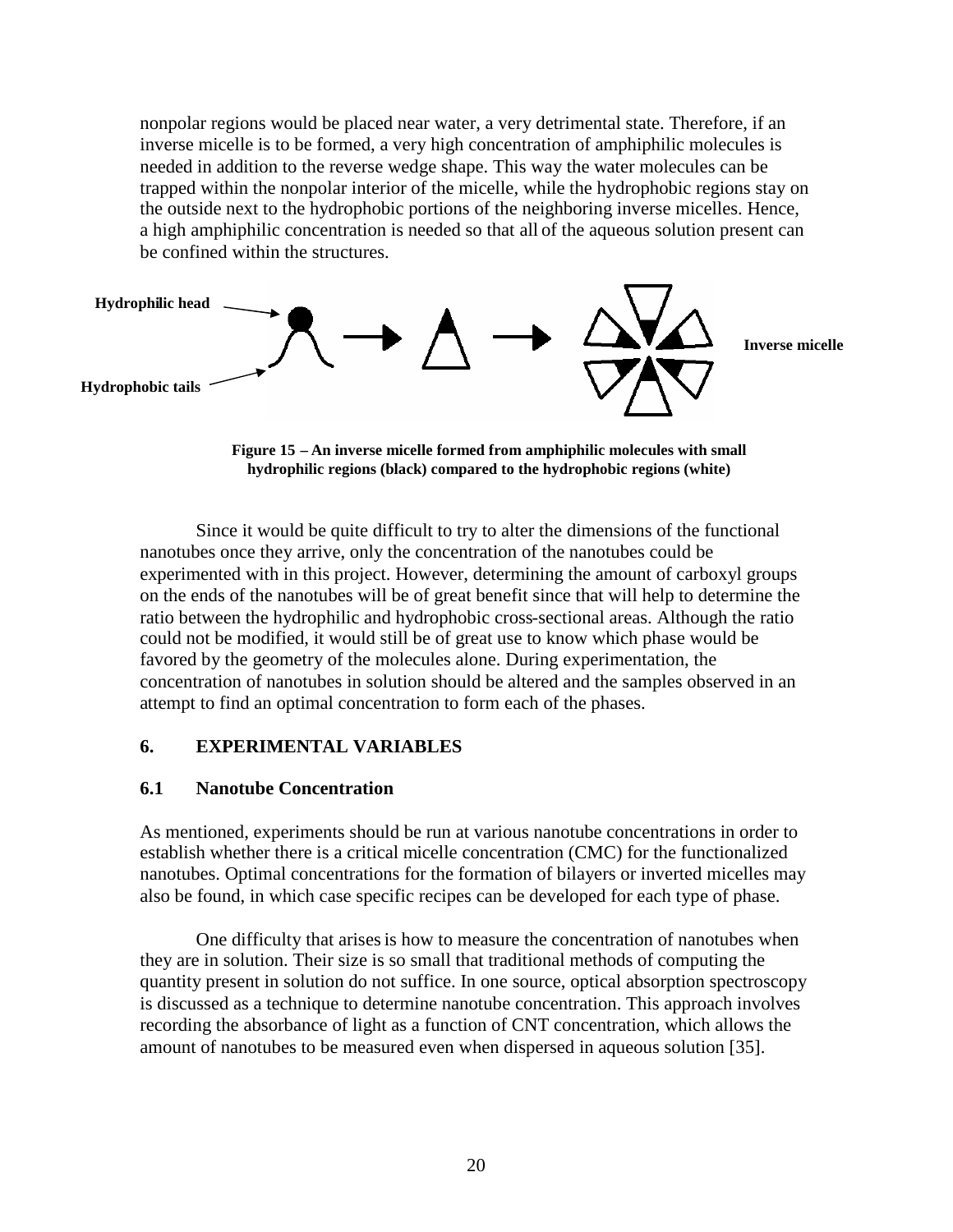nonpolar regions would be placed near water, a very detrimental state. Therefore, if an inverse micelle is to be formed, a very high concentration of amphiphilic molecules is needed in addition to the reverse wedge shape. This way the water molecules can be trapped within the nonpolar interior of the micelle, while the hydrophobic regions stay on the outside next to the hydrophobic portions of the neighboring inverse micelles. Hence, a high amphiphilic concentration is needed so that all of the aqueous solution present can be confined within the structures.

**Figure 15 – An inverse micelle formed from amphiphilic molecules with small hydrophilic regions (black) compared to the hydrophobic regions (white)**

Since it would be quite difficult to try to alter the dimensions of the functional nanotubes once they arrive, only the concentration of the nanotubes could be experimented with in this project. However, determining the amount of carboxyl groups on the ends of the nanotubes will be of great benefit since that will help to determine the ratio between the hydrophilic and hydrophobic cross-sectional areas. Although the ratio could not be modified, it would still be of great use to know which phase would be favored by the geometry of the molecules alone. During experimentation, the concentration of nanotubes in solution should be altered and the samples observed in an attempt to find an optimal concentration to form each of the phases.

## 6. EXPERIMENTAL VARIABLES

### 6.1 Nanotube Concentration

As mentioned, experiments should be run at various nanotube concentrations in order to establish whether there is a critical micelle concentration (CMC) for the functionalized nanotubes. Optimal concentrations for the formation of bilayers or inverted micelles may also be found, in which case specific recipes can be developed for each type of phase.

One difficulty that arises is how to measure the concentration of nanotubes when they are in solution. Their size is so small that traditional methods of computing the quantity present in solution do not suffice. In one source, optical absorption spectroscopy is discussed as a technique to determine nanotube concentration. This approach involves recording the absorbance of light as a function of CNT concentration, which allows the amount of nanotubes to be measured even when dispersed in aqueous solution [35].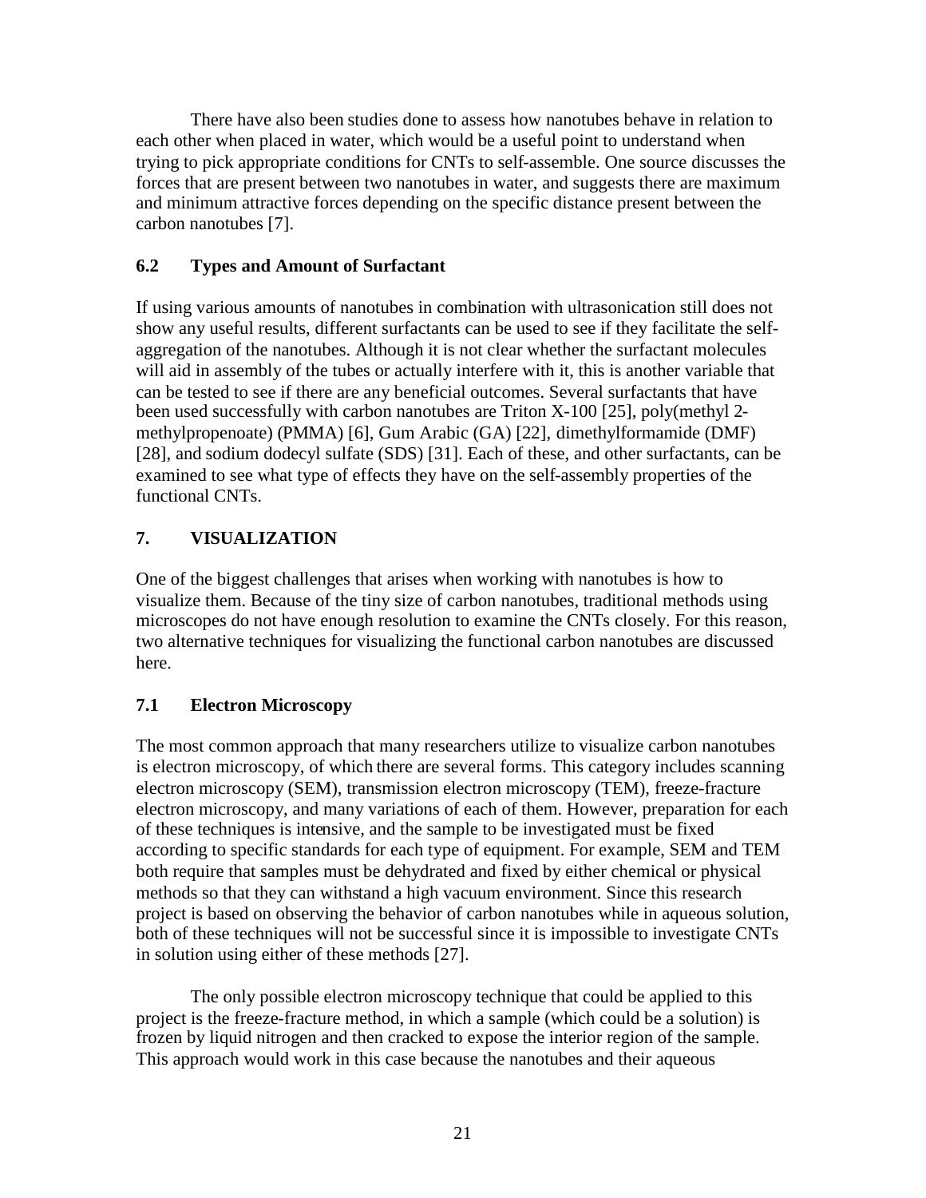There have also been studies done to assess how nanotubes behave in relation to each other when placed in water, which would be a useful point to understand when trying to pick appropriate conditions for CNTs to self-assemble. One source discusses the forces that are present between two nanotubes in water, and suggests there are maximum and minimum attractive forces depending on the specific distance present between the carbon nanotubes [7].

### 6.2 Types and Amount of Surfactant

If using various amounts of nanotubes in combination with ultrasonication still does not show any useful results, different surfactants can be used to see if they facilitate the self-aggregation of the nanotubes. Although it is not clear whether the surfactant molecules will aid in assembly of the tubes or actually interfere with it, this is another variable that can be tested to see if there are any beneficial outcomes. Several surfactants that have been used successfully with carbon nanotubes are Triton X-100 [25], poly(methyl 2-methylpropenoate) (PMMA) [6], Gum Arabic (GA) [22], dimethylformamide (DMF) [28], and sodium dodecyl sulfate (SDS) [31]. Each of these, and other surfactants, can be examined to see what type of effects they have on the self-assembly properties of the functional CNTs.

## 7. VISUALIZATION

One of the biggest challenges that arises when working with nanotubes is how to visualize them. Because of the tiny size of carbon nanotubes, traditional methods using microscopes do not have enough resolution to examine the CNTs closely. For this reason, two alternative techniques for visualizing the functional carbon nanotubes are discussed here.

### 7.1 Electron Microscopy

The most common approach that many researchers utilize to visualize carbon nanotubes is electron microscopy, of which there are several forms. This category includes scanning electron microscopy (SEM), transmission electron microscopy (TEM), freeze-fracture electron microscopy, and many variations of each of them. However, preparation for each of these techniques is intensive, and the sample to be investigated must be fixed according to specific standards for each type of equipment. For example, SEM and TEM both require that samples must be dehydrated and fixed by either chemical or physical methods so that they can withstand a high vacuum environment. Since this research project is based on observing the behavior of carbon nanotubes while in aqueous solution, both of these techniques will not be successful since it is impossible to investigate CNTs in solution using either of these methods [27].

The only possible electron microscopy technique that could be applied to this project is the freeze-fracture method, in which a sample (which could be a solution) is frozen by liquid nitrogen and then cracked to expose the interior region of the sample. This approach would work in this case because the nanotubes and their aqueous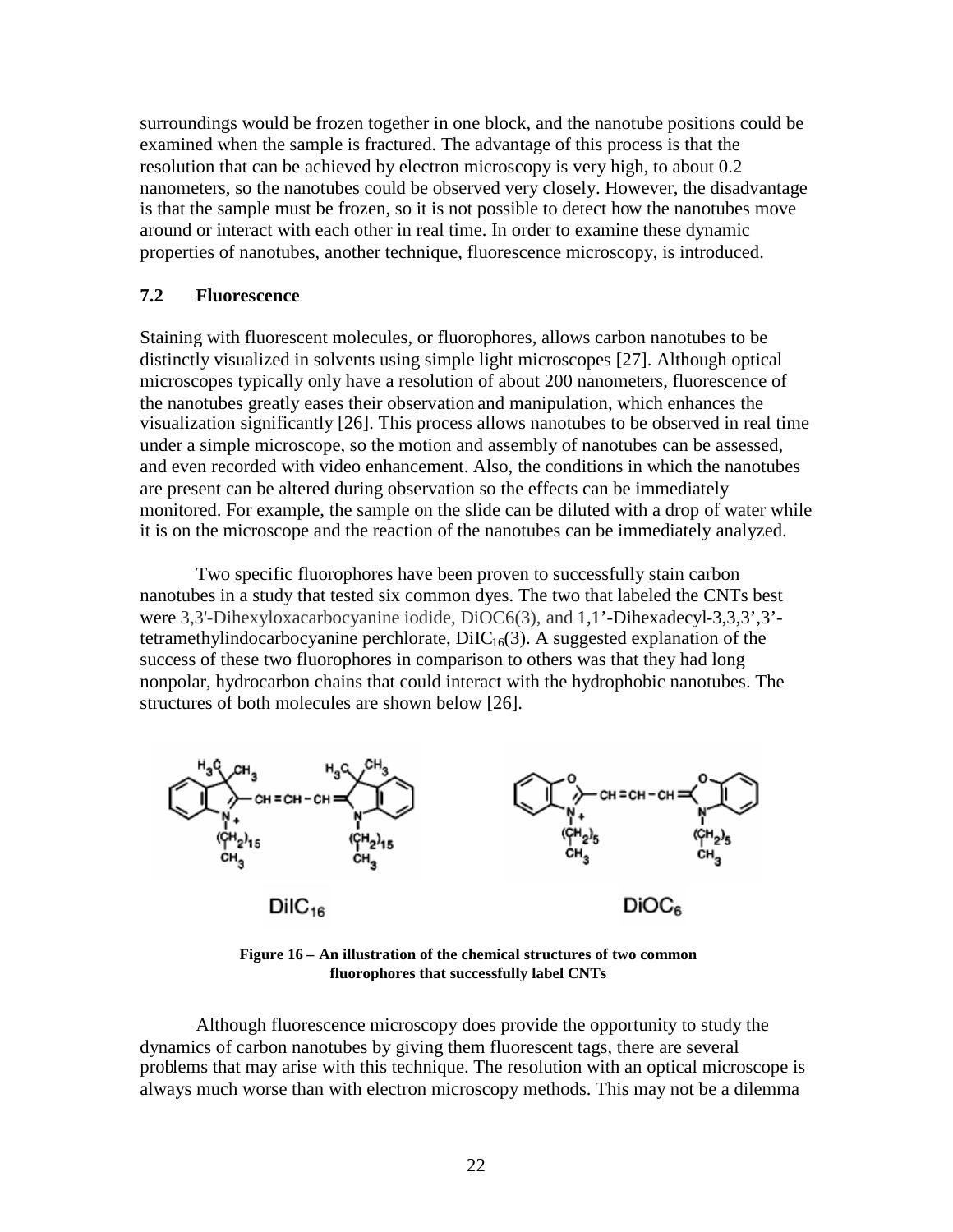surroundings would be frozen together in one block, and the nanotube positions could be examined when the sample is fractured. The advantage of this process is that the resolution that can be achieved by electron microscopy is very high, to about 0.2 nanometers, so the nanotubes could be observed very closely. However, the disadvantage is that the sample must be frozen, so it is not possible to detect how the nanotubes move around or interact with each other in real time. In order to examine these dynamic properties of nanotubes, another technique, fluorescence microscopy, is introduced.

### 7.2 Fluorescence

Staining with fluorescent molecules, or fluorophores, allows carbon nanotubes to be distinctly visualized in solvents using simple light microscopes [27]. Although optical microscopes typically only have a resolution of about 200 nanometers, fluorescence of the nanotubes greatly eases their observation and manipulation, which enhances the visualization significantly [26]. This process allows nanotubes to be observed in real time under a simple microscope, so the motion and assembly of nanotubes can be assessed, and even recorded with video enhancement. Also, the conditions in which the nanotubes are present can be altered during observation so the effects can be immediately monitored. For example, the sample on the slide can be diluted with a drop of water while it is on the microscope and the reaction of the nanotubes can be immediately analyzed.

Two specific fluorophores have been proven to successfully stain carbon nanotubes in a study that tested six common dyes. The two that labeled the CNTs best were 3,3'-Dihexyloxacarbocyanine iodide, DiOC6(3), and 1,1'-Dihexadecyl-3,3,3',3'-tetramethylindocarbocyanine perchlorate, $DiIC_{16}(3)$. A suggested explanation of the success of these two fluorophores in comparison to others was that they had long nonpolar, hydrocarbon chains that could interact with the hydrophobic nanotubes. The structures of both molecules are shown below [26].

$DiIC_{16}$ $\qquad$ $DiOC_6$

**Figure 16 – An illustration of the chemical structures of two common fluorophores that successfully label CNTs**

Although fluorescence microscopy does provide the opportunity to study the dynamics of carbon nanotubes by giving them fluorescent tags, there are several problems that may arise with this technique. The resolution with an optical microscope is always much worse than with electron microscopy methods. This may not be a dilemma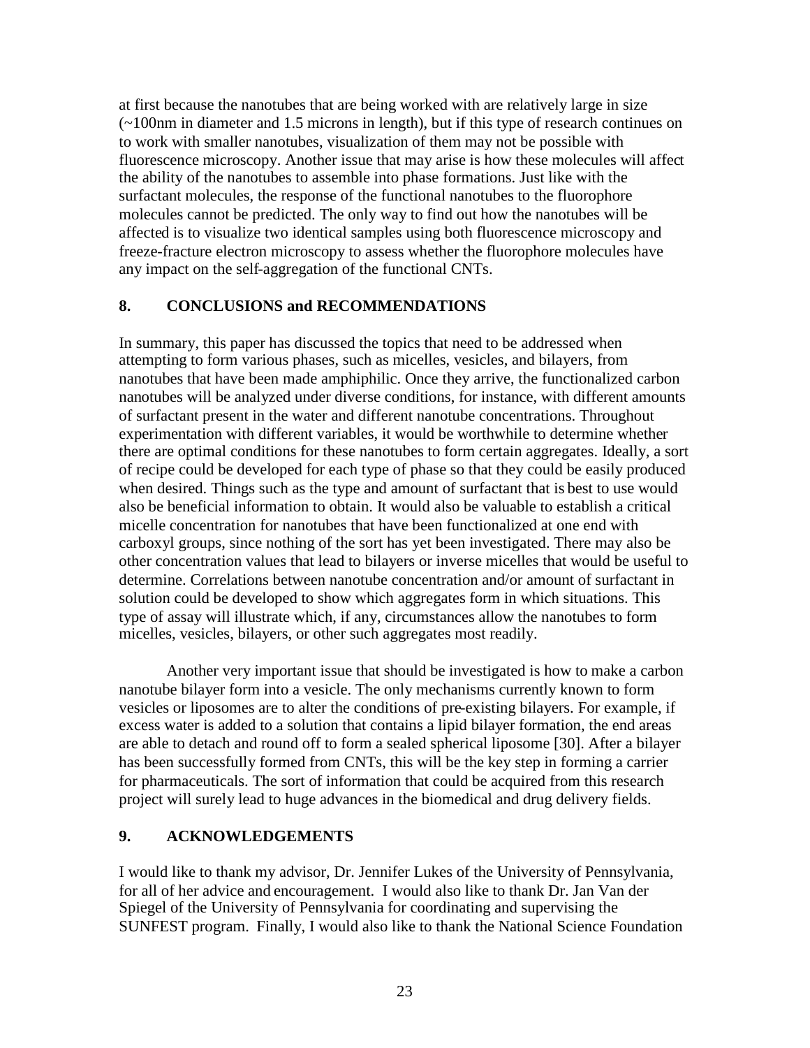at first because the nanotubes that are being worked with are relatively large in size (~100nm in diameter and 1.5 microns in length), but if this type of research continues on to work with smaller nanotubes, visualization of them may not be possible with fluorescence microscopy. Another issue that may arise is how these molecules will affect the ability of the nanotubes to assemble into phase formations. Just like with the surfactant molecules, the response of the functional nanotubes to the fluorophore molecules cannot be predicted. The only way to find out how the nanotubes will be affected is to visualize two identical samples using both fluorescence microscopy and freeze-fracture electron microscopy to assess whether the fluorophore molecules have any impact on the self-aggregation of the functional CNTs.

## 8. CONCLUSIONS and RECOMMENDATIONS

In summary, this paper has discussed the topics that need to be addressed when attempting to form various phases, such as micelles, vesicles, and bilayers, from nanotubes that have been made amphiphilic. Once they arrive, the functionalized carbon nanotubes will be analyzed under diverse conditions, for instance, with different amounts of surfactant present in the water and different nanotube concentrations. Throughout experimentation with different variables, it would be worthwhile to determine whether there are optimal conditions for these nanotubes to form certain aggregates. Ideally, a sort of recipe could be developed for each type of phase so that they could be easily produced when desired. Things such as the type and amount of surfactant that is best to use would also be beneficial information to obtain. It would also be valuable to establish a critical micelle concentration for nanotubes that have been functionalized at one end with carboxyl groups, since nothing of the sort has yet been investigated. There may also be other concentration values that lead to bilayers or inverse micelles that would be useful to determine. Correlations between nanotube concentration and/or amount of surfactant in solution could be developed to show which aggregates form in which situations. This type of assay will illustrate which, if any, circumstances allow the nanotubes to form micelles, vesicles, bilayers, or other such aggregates most readily.

Another very important issue that should be investigated is how to make a carbon nanotube bilayer form into a vesicle. The only mechanisms currently known to form vesicles or liposomes are to alter the conditions of pre-existing bilayers. For example, if excess water is added to a solution that contains a lipid bilayer formation, the end areas are able to detach and round off to form a sealed spherical liposome [30]. After a bilayer has been successfully formed from CNTs, this will be the key step in forming a carrier for pharmaceuticals. The sort of information that could be acquired from this research project will surely lead to huge advances in the biomedical and drug delivery fields.

## 9. ACKNOWLEDGEMENTS

I would like to thank my advisor, Dr. Jennifer Lukes of the University of Pennsylvania, for all of her advice and encouragement. I would also like to thank Dr. Jan Van der Spiegel of the University of Pennsylvania for coordinating and supervising the SUNFEST program. Finally, I would also like to thank the National Science Foundation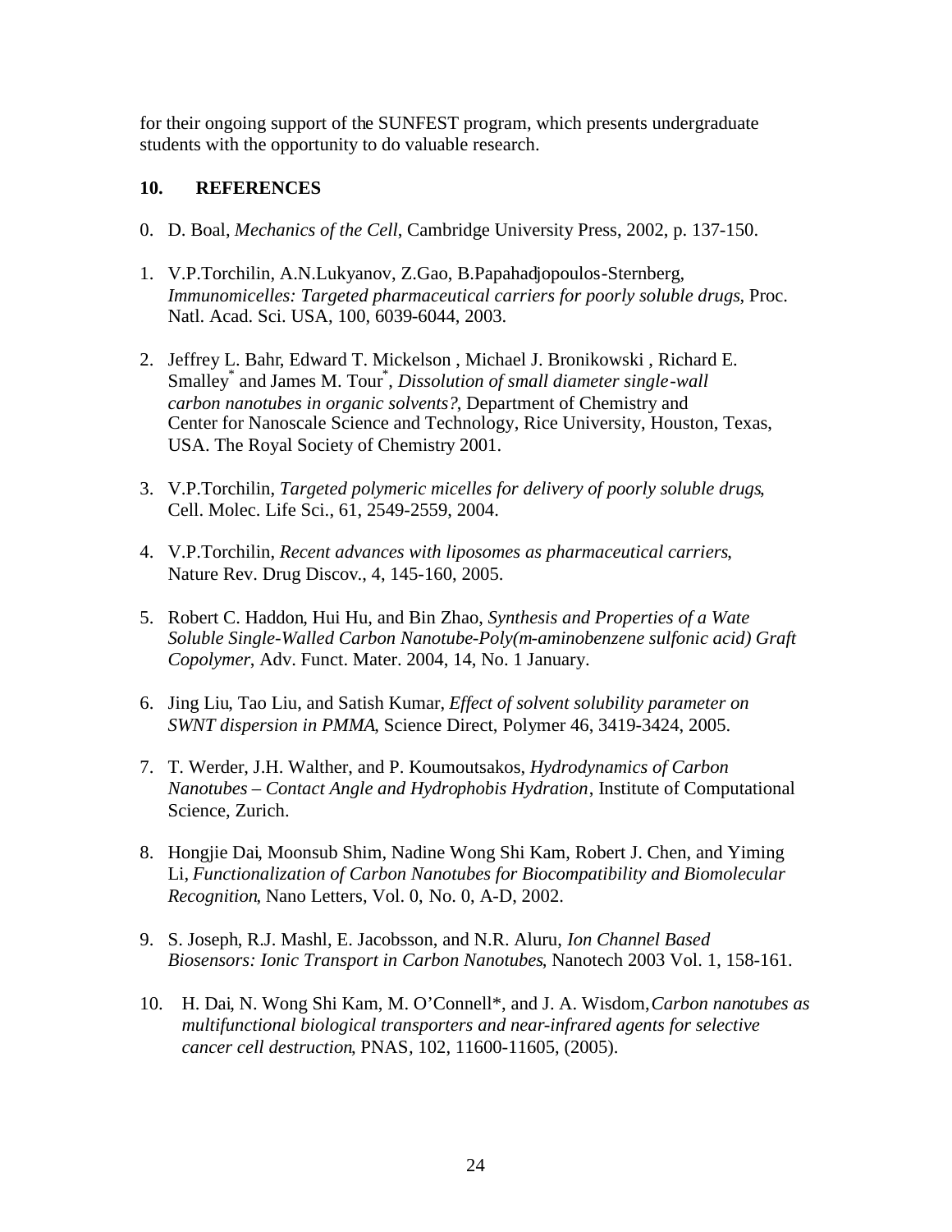for their ongoing support of the SUNFEST program, which presents undergraduate students with the opportunity to do valuable research.

## 10. REFERENCES

0. D. Boal, *Mechanics of the Cell*, Cambridge University Press, 2002, p. 137-150.

1. V.P.Torchilin, A.N.Lukyanov, Z.Gao, B.Papahadjopoulos-Sternberg, *Immunomicelles: Targeted pharmaceutical carriers for poorly soluble drugs*, Proc. Natl. Acad. Sci. USA, 100, 6039-6044, 2003.

2. Jeffrey L. Bahr, Edward T. Mickelson , Michael J. Bronikowski , Richard E. Smalley* and James M. Tour*, *Dissolution of small diameter single-wall carbon nanotubes in organic solvents?*, Department of Chemistry and Center for Nanoscale Science and Technology, Rice University, Houston, Texas, USA. The Royal Society of Chemistry 2001.

3. V.P.Torchilin, *Targeted polymeric micelles for delivery of poorly soluble drugs*, Cell. Molec. Life Sci., 61, 2549-2559, 2004.

4. V.P.Torchilin, *Recent advances with liposomes as pharmaceutical carriers*, Nature Rev. Drug Discov., 4, 145-160, 2005.

5. Robert C. Haddon, Hui Hu, and Bin Zhao, *Synthesis and Properties of a Wate Soluble Single-Walled Carbon Nanotube-Poly(m-aminobenzene sulfonic acid) Graft Copolymer*, Adv. Funct. Mater. 2004, 14, No. 1 January.

6. Jing Liu, Tao Liu, and Satish Kumar, *Effect of solvent solubility parameter on SWNT dispersion in PMMA*, Science Direct, Polymer 46, 3419-3424, 2005.

7. T. Werder, J.H. Walther, and P. Koumoutsakos, *Hydrodynamics of Carbon Nanotubes – Contact Angle and Hydrophobis Hydration*, Institute of Computational Science, Zurich.

8. Hongjie Dai, Moonsub Shim, Nadine Wong Shi Kam, Robert J. Chen, and Yiming Li, *Functionalization of Carbon Nanotubes for Biocompatibility and Biomolecular Recognition*, Nano Letters, Vol. 0, No. 0, A-D, 2002.

9. S. Joseph, R.J. Mashl, E. Jacobsson, and N.R. Aluru, *Ion Channel Based Biosensors: Ionic Transport in Carbon Nanotubes*, Nanotech 2003 Vol. 1, 158-161.

10. H. Dai, N. Wong Shi Kam, M. O'Connell*, and J. A. Wisdom, *Carbon nanotubes as multifunctional biological transporters and near-infrared agents for selective cancer cell destruction*, PNAS, 102, 11600-11605, (2005).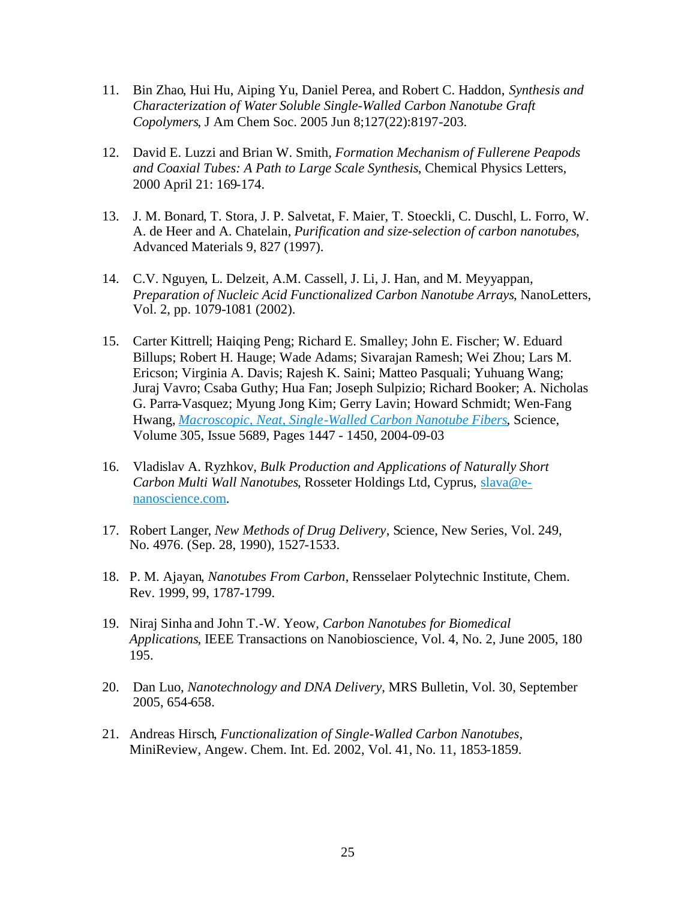11. Bin Zhao, Hui Hu, Aiping Yu, Daniel Perea, and Robert C. Haddon, *Synthesis and Characterization of Water Soluble Single-Walled Carbon Nanotube Graft Copolymers*, J Am Chem Soc. 2005 Jun 8;127(22):8197-203.

12. David E. Luzzi and Brian W. Smith, *Formation Mechanism of Fullerene Peapods and Coaxial Tubes: A Path to Large Scale Synthesis*, Chemical Physics Letters, 2000 April 21: 169-174.

13. J. M. Bonard, T. Stora, J. P. Salvetat, F. Maier, T. Stoeckli, C. Duschl, L. Forro, W. A. de Heer and A. Chatelain, *Purification and size-selection of carbon nanotubes*, Advanced Materials 9, 827 (1997).

14. C.V. Nguyen, L. Delzeit, A.M. Cassell, J. Li, J. Han, and M. Meyyappan, *Preparation of Nucleic Acid Functionalized Carbon Nanotube Arrays*, NanoLetters, Vol. 2, pp. 1079-1081 (2002).

15. Carter Kittrell; Haiqing Peng; Richard E. Smalley; John E. Fischer; W. Eduard Billups; Robert H. Hauge; Wade Adams; Sivarajan Ramesh; Wei Zhou; Lars M. Ericson; Virginia A. Davis; Rajesh K. Saini; Matteo Pasquali; Yuhuang Wang; Juraj Vavro; Csaba Guthy; Hua Fan; Joseph Sulpizio; Richard Booker; A. Nicholas G. Parra-Vasquez; Myung Jong Kim; Gerry Lavin; Howard Schmidt; Wen-Fang Hwang, *Macroscopic, Neat, Single-Walled Carbon Nanotube Fibers*, Science, Volume 305, Issue 5689, Pages 1447 - 1450, 2004-09-03

16. Vladislav A. Ryzhkov, *Bulk Production and Applications of Naturally Short Carbon Multi Wall Nanotubes*, Rosseter Holdings Ltd, Cyprus, slava@e-nanoscience.com.

17. Robert Langer, *New Methods of Drug Delivery*, Science, New Series, Vol. 249, No. 4976. (Sep. 28, 1990), 1527-1533.

18. P. M. Ajayan, *Nanotubes From Carbon*, Rensselaer Polytechnic Institute, Chem. Rev. 1999, 99, 1787-1799.

19. Niraj Sinha and John T.-W. Yeow, *Carbon Nanotubes for Biomedical Applications*, IEEE Transactions on Nanobioscience, Vol. 4, No. 2, June 2005, 180 195.

20. Dan Luo, *Nanotechnology and DNA Delivery*, MRS Bulletin, Vol. 30, September 2005, 654-658.

21. Andreas Hirsch, *Functionalization of Single-Walled Carbon Nanotubes*, MiniReview, Angew. Chem. Int. Ed. 2002, Vol. 41, No. 11, 1853-1859.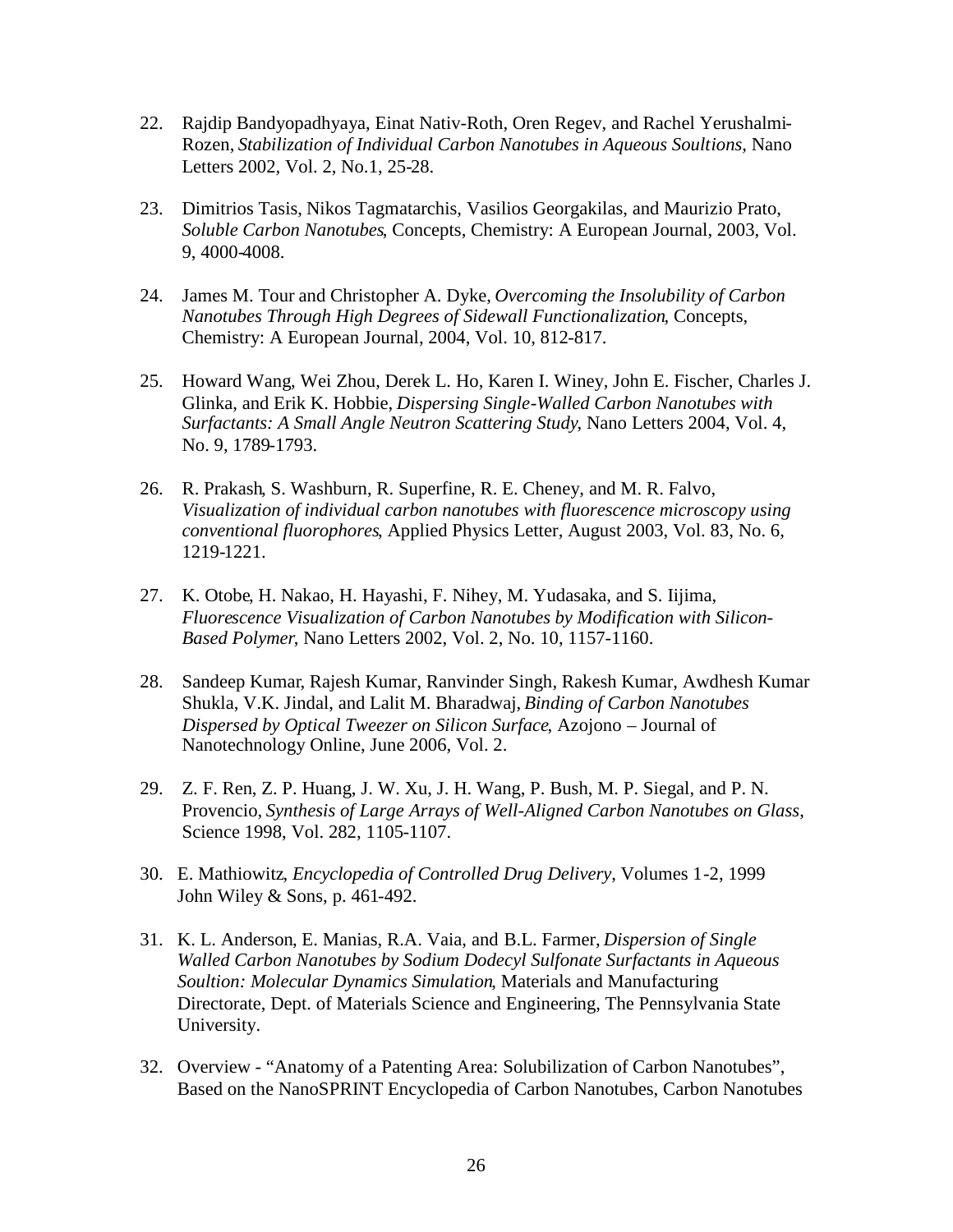22. Rajdip Bandyopadhyaya, Einat Nativ-Roth, Oren Regev, and Rachel Yerushalmi-Rozen, *Stabilization of Individual Carbon Nanotubes in Aqueous Soultions*, Nano Letters 2002, Vol. 2, No.1, 25-28.

23. Dimitrios Tasis, Nikos Tagmatarchis, Vasilios Georgakilas, and Maurizio Prato, *Soluble Carbon Nanotubes*, Concepts, Chemistry: A European Journal, 2003, Vol. 9, 4000-4008.

24. James M. Tour and Christopher A. Dyke, *Overcoming the Insolubility of Carbon Nanotubes Through High Degrees of Sidewall Functionalization*, Concepts, Chemistry: A European Journal, 2004, Vol. 10, 812-817.

25. Howard Wang, Wei Zhou, Derek L. Ho, Karen I. Winey, John E. Fischer, Charles J. Glinka, and Erik K. Hobbie, *Dispersing Single-Walled Carbon Nanotubes with Surfactants: A Small Angle Neutron Scattering Study*, Nano Letters 2004, Vol. 4, No. 9, 1789-1793.

26. R. Prakash, S. Washburn, R. Superfine, R. E. Cheney, and M. R. Falvo, *Visualization of individual carbon nanotubes with fluorescence microscopy using conventional fluorophores*, Applied Physics Letter, August 2003, Vol. 83, No. 6, 1219-1221.

27. K. Otobe, H. Nakao, H. Hayashi, F. Nihey, M. Yudasaka, and S. Iijima, *Fluorescence Visualization of Carbon Nanotubes by Modification with Silicon-Based Polymer*, Nano Letters 2002, Vol. 2, No. 10, 1157-1160.

28. Sandeep Kumar, Rajesh Kumar, Ranvinder Singh, Rakesh Kumar, Awdhesh Kumar Shukla, V.K. Jindal, and Lalit M. Bharadwaj, *Binding of Carbon Nanotubes Dispersed by Optical Tweezer on Silicon Surface*, Azojono – Journal of Nanotechnology Online, June 2006, Vol. 2.

29. Z. F. Ren, Z. P. Huang, J. W. Xu, J. H. Wang, P. Bush, M. P. Siegal, and P. N. Provencio, *Synthesis of Large Arrays of Well-Aligned Carbon Nanotubes on Glass*, Science 1998, Vol. 282, 1105-1107.

30. E. Mathiowitz, *Encyclopedia of Controlled Drug Delivery*, Volumes 1-2, 1999 John Wiley & Sons, p. 461-492.

31. K. L. Anderson, E. Manias, R.A. Vaia, and B.L. Farmer, *Dispersion of Single Walled Carbon Nanotubes by Sodium Dodecyl Sulfonate Surfactants in Aqueous Soultion: Molecular Dynamics Simulation*, Materials and Manufacturing Directorate, Dept. of Materials Science and Engineering, The Pennsylvania State University.

32. Overview - "Anatomy of a Patenting Area: Solubilization of Carbon Nanotubes", Based on the NanoSPRINT Encyclopedia of Carbon Nanotubes, Carbon Nanotubes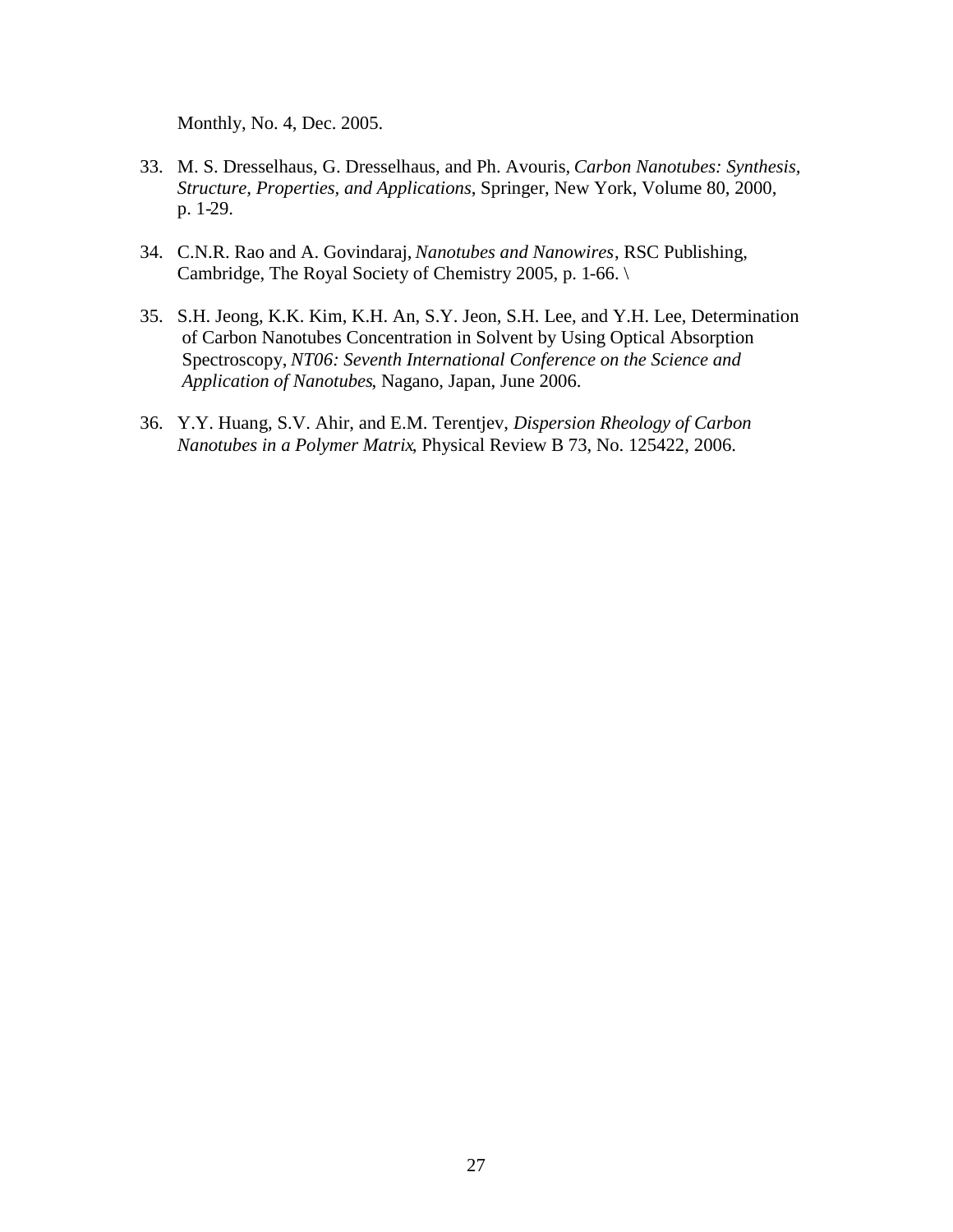Monthly, No. 4, Dec. 2005.

33. M. S. Dresselhaus, G. Dresselhaus, and Ph. Avouris, *Carbon Nanotubes: Synthesis, Structure, Properties, and Applications*, Springer, New York, Volume 80, 2000, p. 1-29.

34. C.N.R. Rao and A. Govindaraj, *Nanotubes and Nanowires*, RSC Publishing, Cambridge, The Royal Society of Chemistry 2005, p. 1-66. \

35. S.H. Jeong, K.K. Kim, K.H. An, S.Y. Jeon, S.H. Lee, and Y.H. Lee, Determination of Carbon Nanotubes Concentration in Solvent by Using Optical Absorption Spectroscopy, *NT06: Seventh International Conference on the Science and Application of Nanotubes*, Nagano, Japan, June 2006.

36. Y.Y. Huang, S.V. Ahir, and E.M. Terentjev, *Dispersion Rheology of Carbon Nanotubes in a Polymer Matrix*, Physical Review B 73, No. 125422, 2006.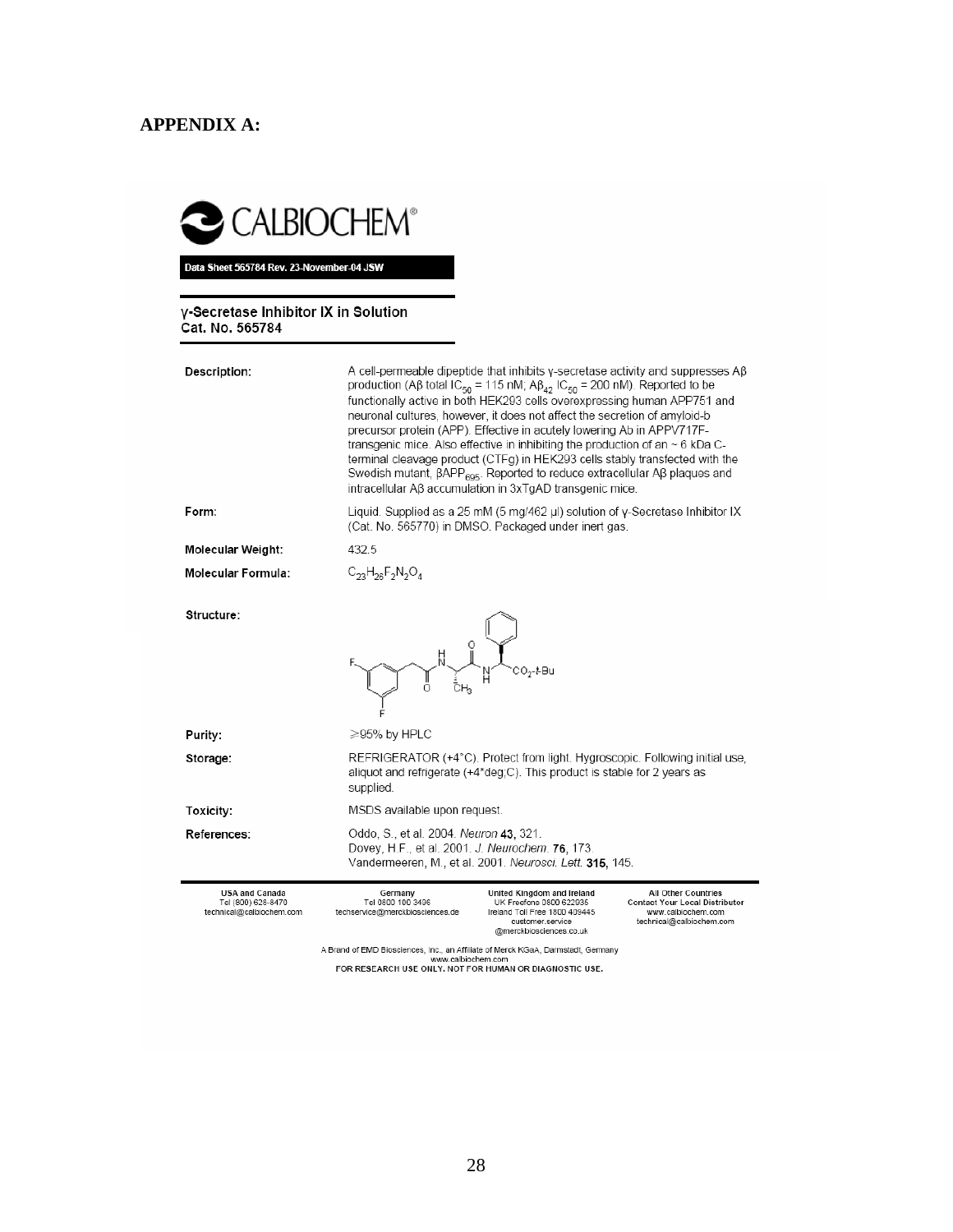# APPENDIX A:

CALBIOCHEM®

**Data Sheet 565784 Rev. 23-November-04 JSW**

## γ-Secretase Inhibitor IX in Solution
Cat. No. 565784

| | |
|---|---|
| **Description:** | A cell-permeable dipeptide that inhibits γ-secretase activity and suppresses Aβ production (Aβ total $IC_{50}$ = 115 nM; $Aβ_{42}$ $IC_{50}$ = 200 nM). Reported to be functionally active in both HEK293 cells overexpressing human APP751 and neuronal cultures, however, it does not affect the secretion of amyloid-b precursor protein (APP). Effective in acutely lowering Ab in APPV717F-transgenic mice. Also effective in inhibiting the production of an ~ 6 kDa C-terminal cleavage product (CTFg) in HEK293 cells stably transfected with the Swedish mutant, $βAPP_{695}$. Reported to reduce extracellular Aβ plaques and intracellular Aβ accumulation in 3xTgAD transgenic mice. |
| **Form:** | Liquid. Supplied as a 25 mM (5 mg/462 µl) solution of γ-Secretase Inhibitor IX (Cat. No. 565770) in DMSO. Packaged under inert gas. |
| **Molecular Weight:** | 432.5 |
| **Molecular Formula:** | $C_{23}H_{26}F_2N_2O_4$ |
| **Structure:** | |
| **Purity:** | ≥95% by HPLC |
| **Storage:** | REFRIGERATOR (+4°C). Protect from light. Hygroscopic. Following initial use, aliquot and refrigerate (+4*deg;C). This product is stable for 2 years as supplied. |
| **Toxicity:** | MSDS available upon request. |
| **References:** | Oddo, S., et al. 2004. *Neuron* **43**, 321.<br>Dovey, H.F., et al. 2001. *J. Neurochem.* **76**, 173<br>Vandermeeren, M., et al. 2001. *Neurosci. Lett.* **315**, 145. |

**USA and Canada**
Tel (800) 628-8470
technical@calbiochem.com

**Germany**
Tel 0800 100 3496
techservice@merckbiosciences.de

**United Kingdom and Ireland**
UK Freefone 0800 622935
Ireland Toll Free 1800 409445
customer.service@merckbiosciences.co.uk

**All Other Countries**
**Contact Your Local Distributor**
www.calbiochem.com
technical@calbiochem.com

A Brand of EMD Biosciences, Inc., an Affiliate of Merck KGaA, Darmstadt, Germany
www.calbiochem.com

**FOR RESEARCH USE ONLY. NOT FOR HUMAN OR DIAGNOSTIC USE.**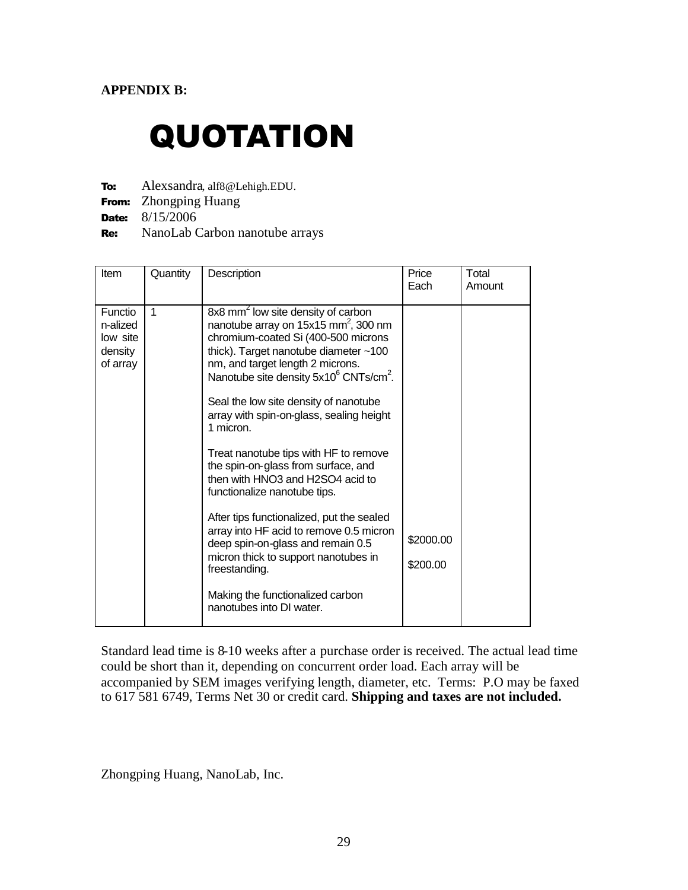**APPENDIX B:**

# QUOTATION

**To:** Alexsandra, alf8@Lehigh.EDU.
**From:** Zhongping Huang
**Date:** 8/15/2006
**Re:** NanoLab Carbon nanotube arrays

| Item | Quantity | Description | Price Each | Total Amount |
|---|---|---|---|---|
| Functio n-alized low site density of array | 1 | 8x8 mm$^2$ low site density of carbon nanotube array on 15x15 mm$^2$, 300 nm chromium-coated Si (400-500 microns thick). Target nanotube diameter ~100 nm, and target length 2 microns. Nanotube site density 5x10$^6$ CNTs/cm$^2$.<br><br>Seal the low site density of nanotube array with spin-on-glass, sealing height 1 micron.<br><br>Treat nanotube tips with HF to remove the spin-on-glass from surface, and then with HNO3 and H2SO4 acid to functionalize nanotube tips.<br><br>After tips functionalized, put the sealed array into HF acid to remove 0.5 micron deep spin-on-glass and remain 0.5 micron thick to support nanotubes in freestanding.<br><br>Making the functionalized carbon nanotubes into DI water. | \$2000.00<br><br>\$200.00 | |

Standard lead time is 8-10 weeks after a purchase order is received. The actual lead time could be short than it, depending on concurrent order load. Each array will be accompanied by SEM images verifying length, diameter, etc. Terms: P.O may be faxed to 617 581 6749, Terms Net 30 or credit card. **Shipping and taxes are not included.**

Zhongping Huang, NanoLab, Inc.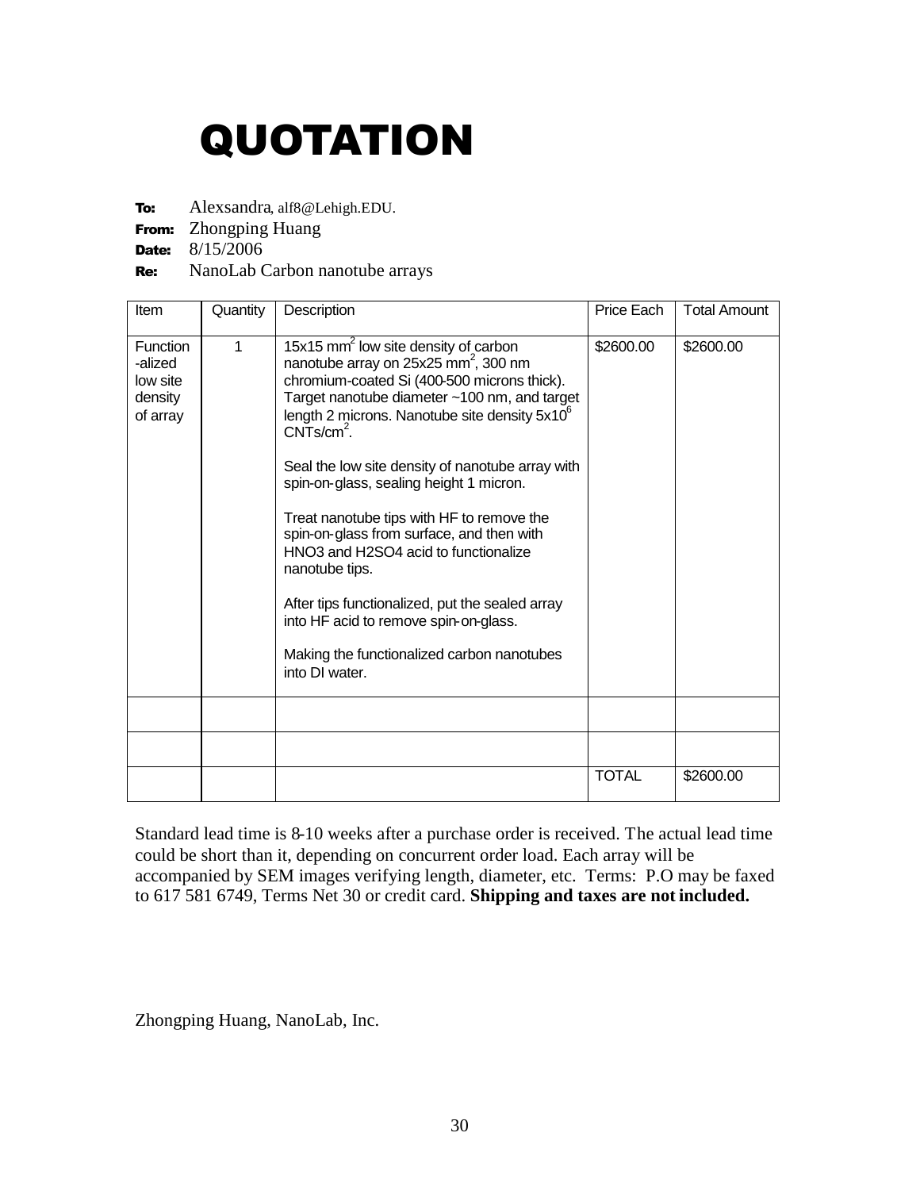# QUOTATION

**To:** Alexsandra, alf8@Lehigh.EDU.
**From:** Zhongping Huang
**Date:** 8/15/2006
**Re:** NanoLab Carbon nanotube arrays

| Item | Quantity | Description | Price Each | Total Amount |
|---|---|---|---|---|
| Function-alized low site density of array | 1 | 15x15 $mm^2$ low site density of carbon nanotube array on 25x25 $mm^2$, 300 nm chromium-coated Si (400-500 microns thick). Target nanotube diameter ~100 nm, and target length 2 microns. Nanotube site density $5x10^6$ $CNTs/cm^2$.<br><br>Seal the low site density of nanotube array with spin-on-glass, sealing height 1 micron.<br><br>Treat nanotube tips with HF to remove the spin-on-glass from surface, and then with $HNO_3$ and $H_2SO_4$ acid to functionalize nanotube tips.<br><br>After tips functionalized, put the sealed array into HF acid to remove spin-on-glass.<br><br>Making the functionalized carbon nanotubes into DI water. | $2600.00 | $2600.00 |
| | | | | |
| | | | | |
| | | | TOTAL | $2600.00 |

Standard lead time is 8-10 weeks after a purchase order is received. The actual lead time could be short than it, depending on concurrent order load. Each array will be accompanied by SEM images verifying length, diameter, etc. Terms: P.O may be faxed to 617 581 6749, Terms Net 30 or credit card. **Shipping and taxes are not included.**

Zhongping Huang, NanoLab, Inc.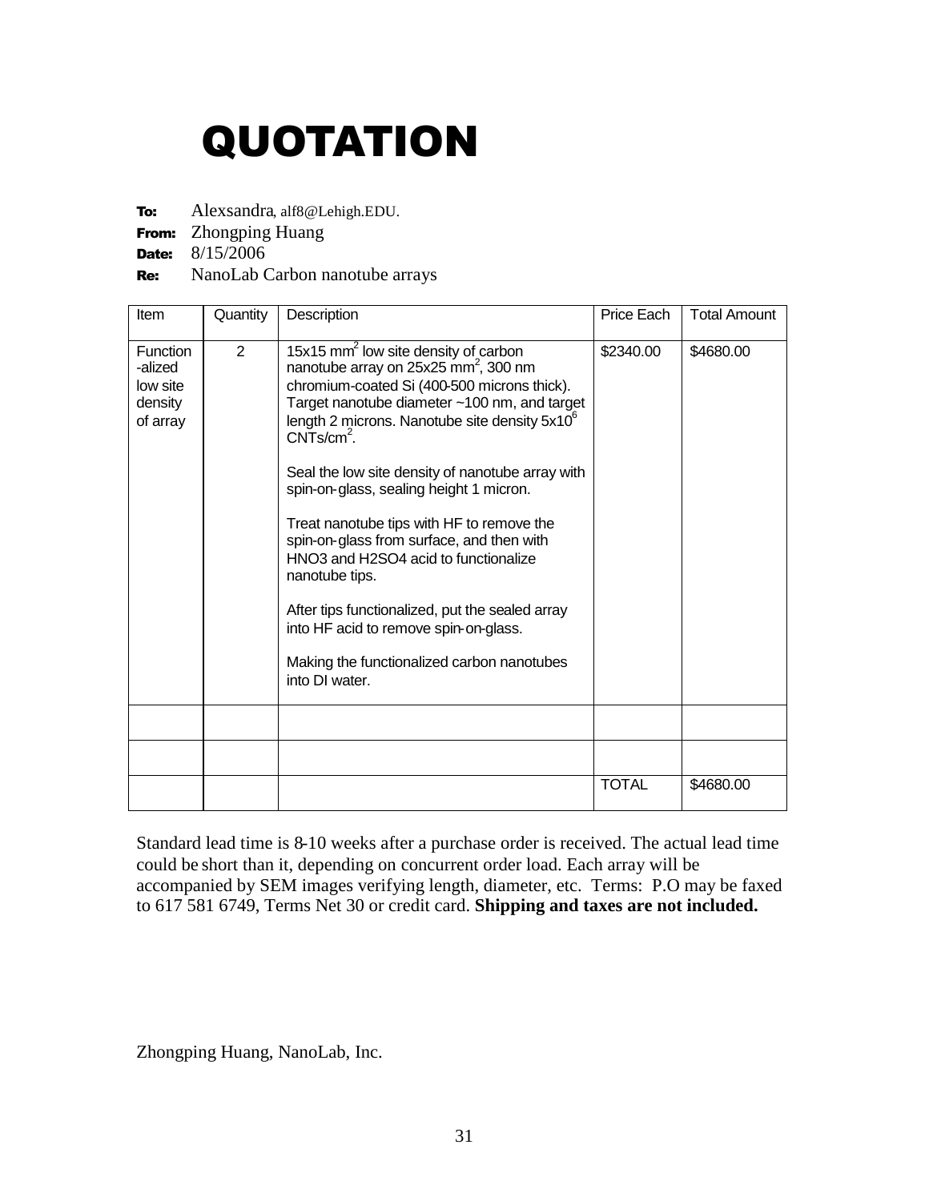# QUOTATION

**To:** Alexsandra, alf8@Lehigh.EDU.
**From:** Zhongping Huang
**Date:** 8/15/2006
**Re:** NanoLab Carbon nanotube arrays

| Item | Quantity | Description | Price Each | Total Amount |
|---|---|---|---|---|
| Function-alized low site density of array | 2 | $15x15\ mm^2$ low site density of carbon nanotube array on $25x25\ mm^2$, 300 nm chromium-coated Si (400-500 microns thick). Target nanotube diameter ~100 nm, and target length 2 microns. Nanotube site density $5x10^6\ CNTs/cm^2$.<br><br>Seal the low site density of nanotube array with spin-on-glass, sealing height 1 micron.<br><br>Treat nanotube tips with HF to remove the spin-on-glass from surface, and then with $HNO_3$ and $H_2SO_4$ acid to functionalize nanotube tips.<br><br>After tips functionalized, put the sealed array into HF acid to remove spin-on-glass.<br><br>Making the functionalized carbon nanotubes into DI water. | $2340.00 | $4680.00 |
| | | | | |
| | | | | |
| | | | TOTAL | $4680.00 |

Standard lead time is 8-10 weeks after a purchase order is received. The actual lead time could be short than it, depending on concurrent order load. Each array will be accompanied by SEM images verifying length, diameter, etc. Terms: P.O may be faxed to 617 581 6749, Terms Net 30 or credit card. **Shipping and taxes are not included.**

Zhongping Huang, NanoLab, Inc.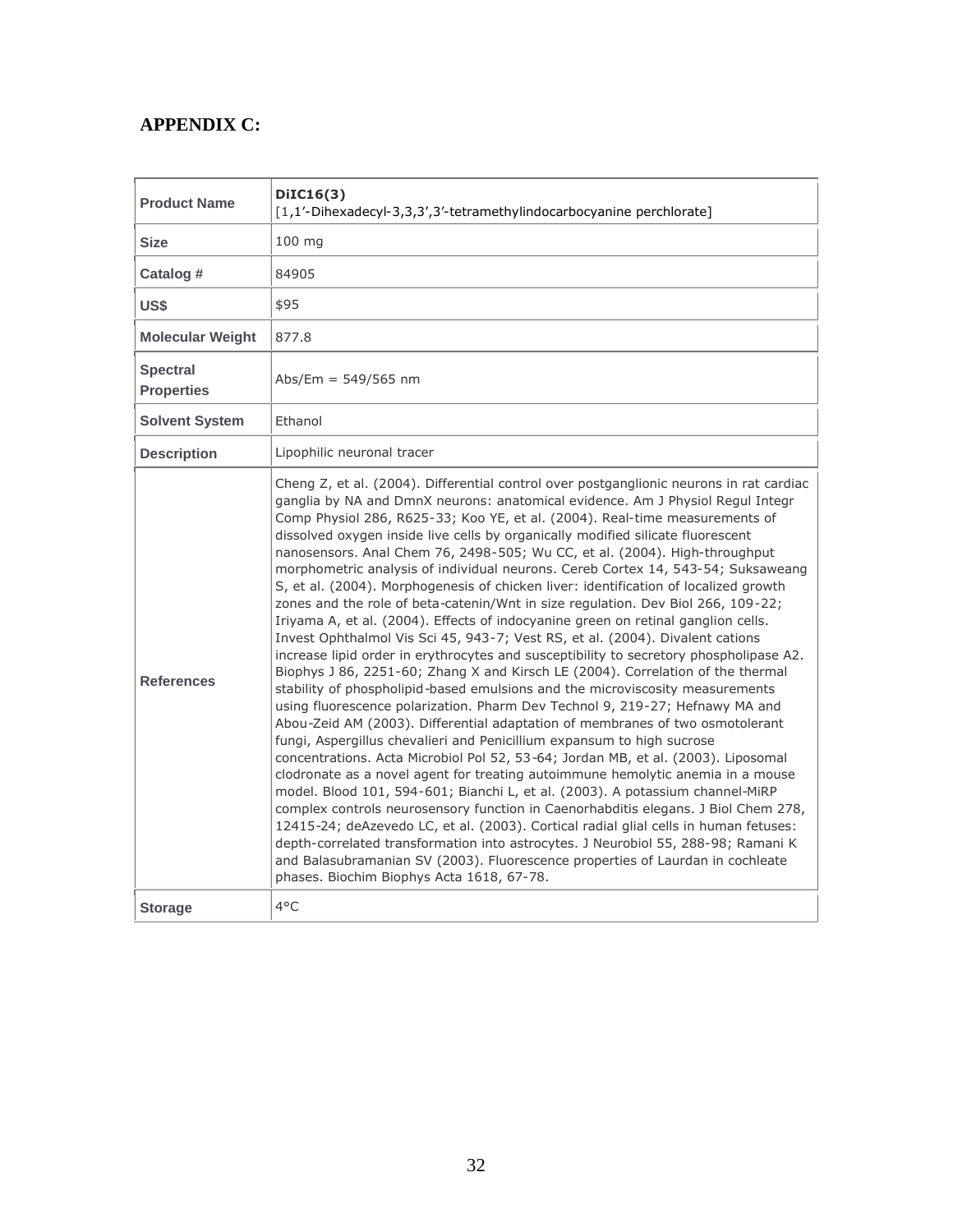# APPENDIX C:

| Product Name | **DiIC16(3)** [1,1'-Dihexadecyl-3,3,3',3'-tetramethylindocarbocyanine perchlorate] |
|---|---|
| Size | 100 mg |
| Catalog # | 84905 |
| US$ | $95 |
| Molecular Weight | 877.8 |
| Spectral Properties | Abs/Em = 549/565 nm |
| Solvent System | Ethanol |
| Description | Lipophilic neuronal tracer |
| References | Cheng Z, et al. (2004). Differential control over postganglionic neurons in rat cardiac ganglia by NA and DmnX neurons: anatomical evidence. Am J Physiol Regul Integr Comp Physiol 286, R625-33; Koo YE, et al. (2004). Real-time measurements of dissolved oxygen inside live cells by organically modified silicate fluorescent nanosensors. Anal Chem 76, 2498-505; Wu CC, et al. (2004). High-throughput morphometric analysis of individual neurons. Cereb Cortex 14, 543-54; Suksaweang S, et al. (2004). Morphogenesis of chicken liver: identification of localized growth zones and the role of beta-catenin/Wnt in size regulation. Dev Biol 266, 109-22; Iriyama A, et al. (2004). Effects of indocyanine green on retinal ganglion cells. Invest Ophthalmol Vis Sci 45, 943-7; Vest RS, et al. (2004). Divalent cations increase lipid order in erythrocytes and susceptibility to secretory phospholipase A2. Biophys J 86, 2251-60; Zhang X and Kirsch LE (2004). Correlation of the thermal stability of phospholipid-based emulsions and the microviscosity measurements using fluorescence polarization. Pharm Dev Technol 9, 219-27; Hefnawy MA and Abou-Zeid AM (2003). Differential adaptation of membranes of two osmotolerant fungi, Aspergillus chevalieri and Penicillium expansum to high sucrose concentrations. Acta Microbiol Pol 52, 53-64; Jordan MB, et al. (2003). Liposomal clodronate as a novel agent for treating autoimmune hemolytic anemia in a mouse model. Blood 101, 594-601; Bianchi L, et al. (2003). A potassium channel-MiRP complex controls neurosensory function in Caenorhabditis elegans. J Biol Chem 278, 12415-24; deAzevedo LC, et al. (2003). Cortical radial glial cells in human fetuses: depth-correlated transformation into astrocytes. J Neurobiol 55, 288-98; Ramani K and Balasubramanian SV (2003). Fluorescence properties of Laurdan in cochleate phases. Biochim Biophys Acta 1618, 67-78. |
| Storage | 4°C |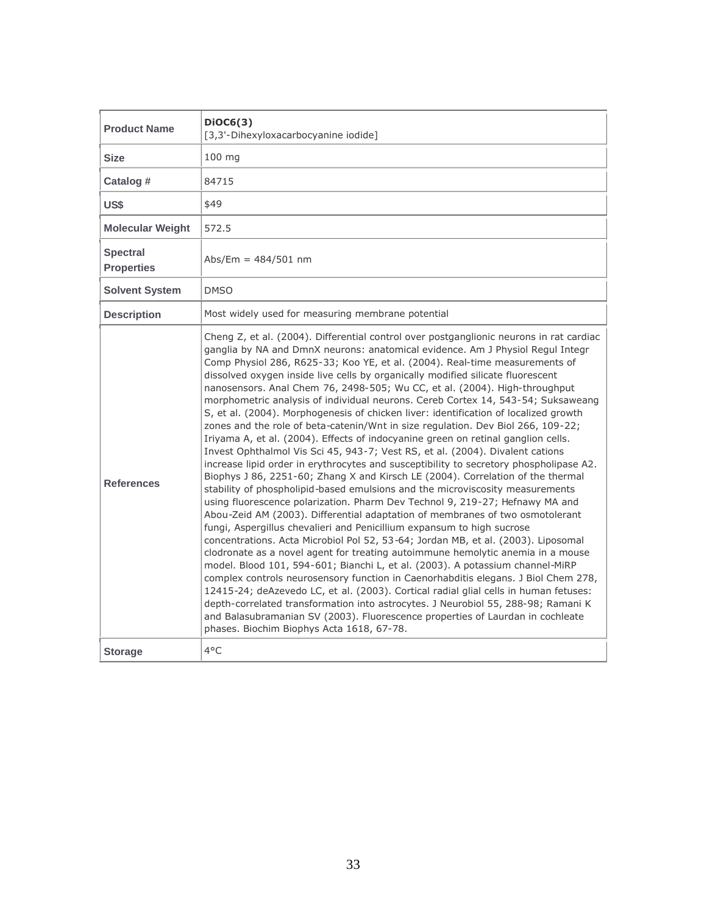| | |
|---|---|
| **Product Name** | **DiOC6(3)**<br>[3,3'-Dihexyloxacarbocyanine iodide] |
| **Size** | 100 mg |
| **Catalog #** | 84715 |
| **US$** | $49 |
| **Molecular Weight** | 572.5 |
| **Spectral Properties** | Abs/Em = 484/501 nm |
| **Solvent System** | DMSO |
| **Description** | Most widely used for measuring membrane potential |
| **References** | Cheng Z, et al. (2004). Differential control over postganglionic neurons in rat cardiac ganglia by NA and DmnX neurons: anatomical evidence. Am J Physiol Regul Integr Comp Physiol 286, R625-33; Koo YE, et al. (2004). Real-time measurements of dissolved oxygen inside live cells by organically modified silicate fluorescent nanosensors. Anal Chem 76, 2498-505; Wu CC, et al. (2004). High-throughput morphometric analysis of individual neurons. Cereb Cortex 14, 543-54; Suksaweang S, et al. (2004). Morphogenesis of chicken liver: identification of localized growth zones and the role of beta-catenin/Wnt in size regulation. Dev Biol 266, 109-22; Iriyama A, et al. (2004). Effects of indocyanine green on retinal ganglion cells. Invest Ophthalmol Vis Sci 45, 943-7; Vest RS, et al. (2004). Divalent cations increase lipid order in erythrocytes and susceptibility to secretory phospholipase A2. Biophys J 86, 2251-60; Zhang X and Kirsch LE (2004). Correlation of the thermal stability of phospholipid-based emulsions and the microviscosity measurements using fluorescence polarization. Pharm Dev Technol 9, 219-27; Hefnawy MA and Abou-Zeid AM (2003). Differential adaptation of membranes of two osmotolerant fungi, Aspergillus chevalieri and Penicillium expansum to high sucrose concentrations. Acta Microbiol Pol 52, 53-64; Jordan MB, et al. (2003). Liposomal clodronate as a novel agent for treating autoimmune hemolytic anemia in a mouse model. Blood 101, 594-601; Bianchi L, et al. (2003). A potassium channel-MiRP complex controls neurosensory function in Caenorhabditis elegans. J Biol Chem 278, 12415-24; deAzevedo LC, et al. (2003). Cortical radial glial cells in human fetuses: depth-correlated transformation into astrocytes. J Neurobiol 55, 288-98; Ramani K and Balasubramanian SV (2003). Fluorescence properties of Laurdan in cochleate phases. Biochim Biophys Acta 1618, 67-78. |
| **Storage** | 4°C |